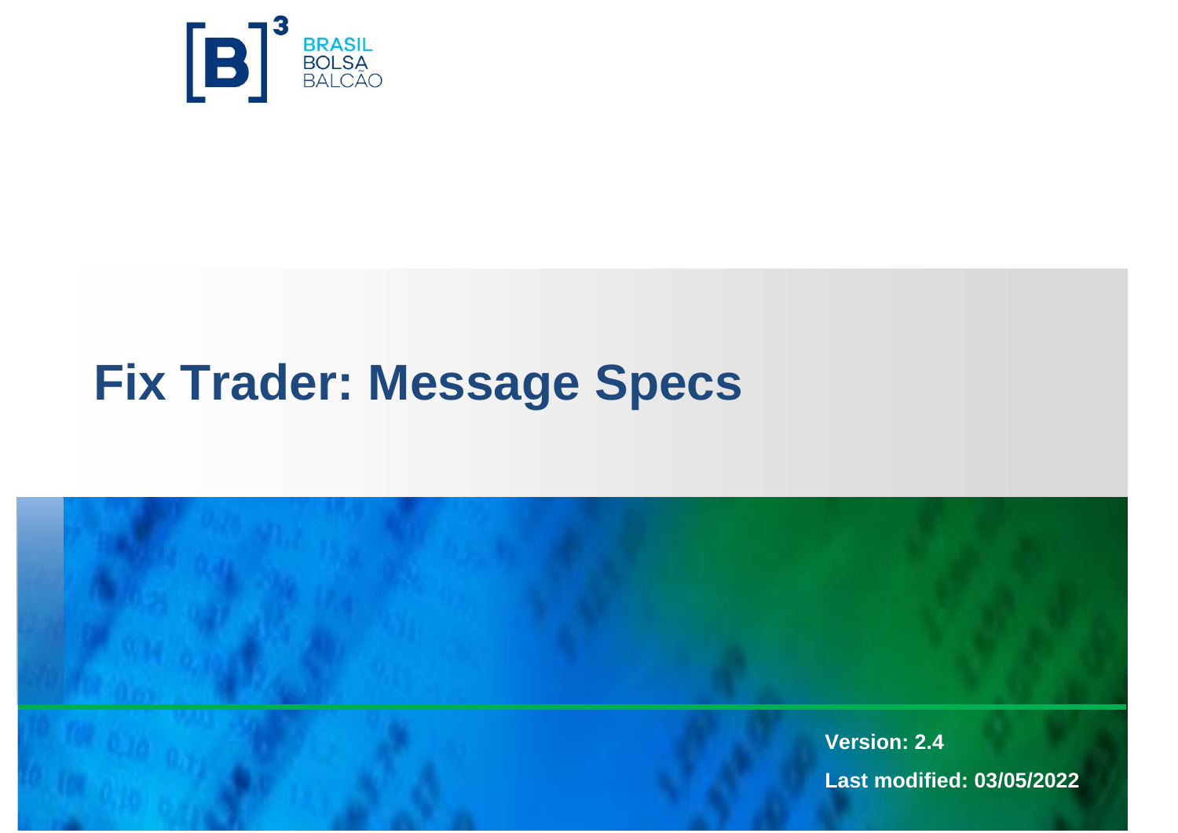BRASIL
BOLSA
BALCÃO

# Fix Trader: Message Specs

**Version: 2.4**

**Last modified: 03/05/2022**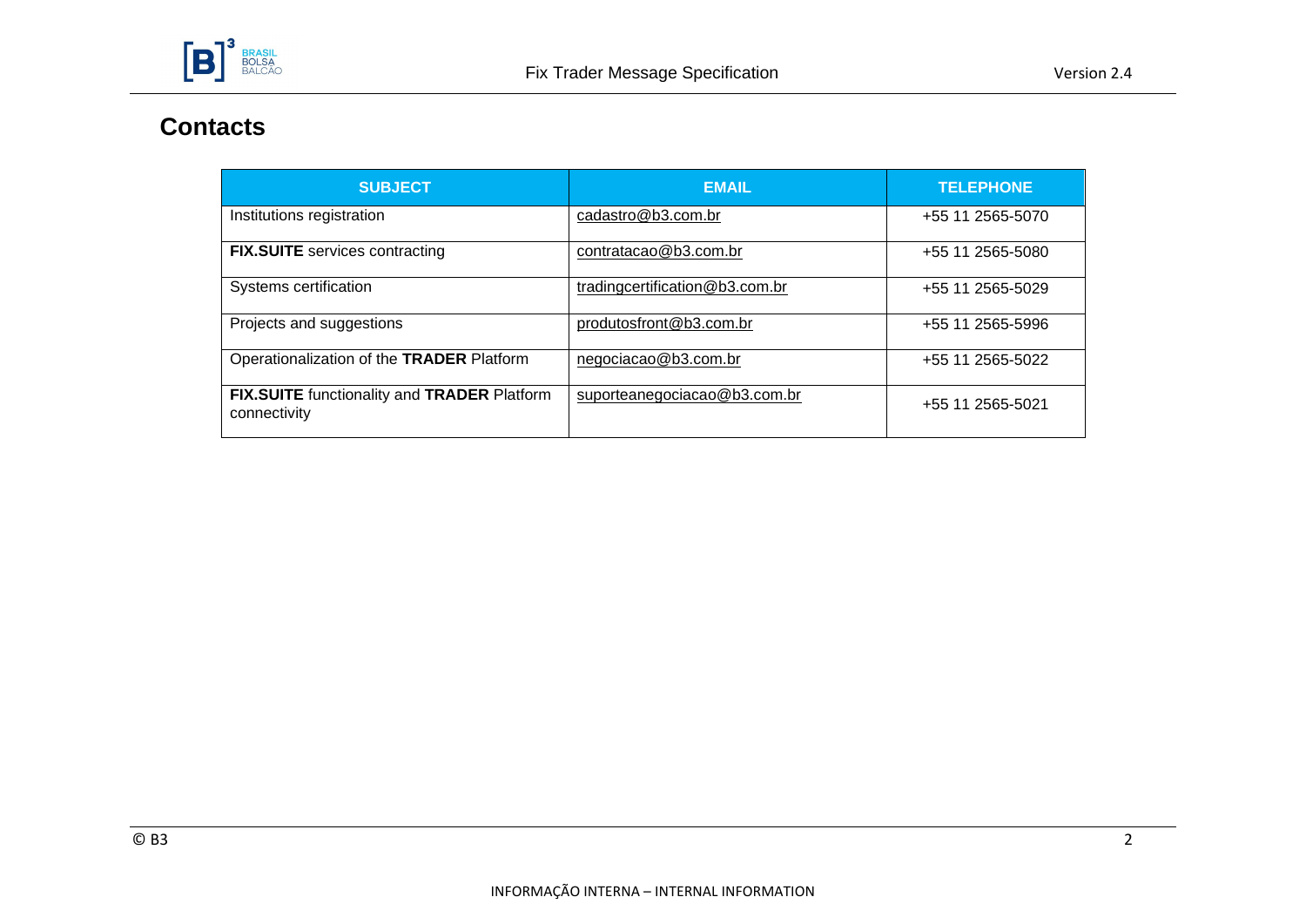## Contacts

| SUBJECT | EMAIL | TELEPHONE |
|---|---|---|
| Institutions registration | cadastro@b3.com.br | +55 11 2565-5070 |
| **FIX.SUITE** services contracting | contratacao@b3.com.br | +55 11 2565-5080 |
| Systems certification | tradingcertification@b3.com.br | +55 11 2565-5029 |
| Projects and suggestions | produtosfront@b3.com.br | +55 11 2565-5996 |
| Operationalization of the **TRADER** Platform | negociacao@b3.com.br | +55 11 2565-5022 |
| **FIX.SUITE** functionality and **TRADER** Platform connectivity | suporteanegociacao@b3.com.br | +55 11 2565-5021 |

INFORMAÇÃO INTERNA – INTERNAL INFORMATION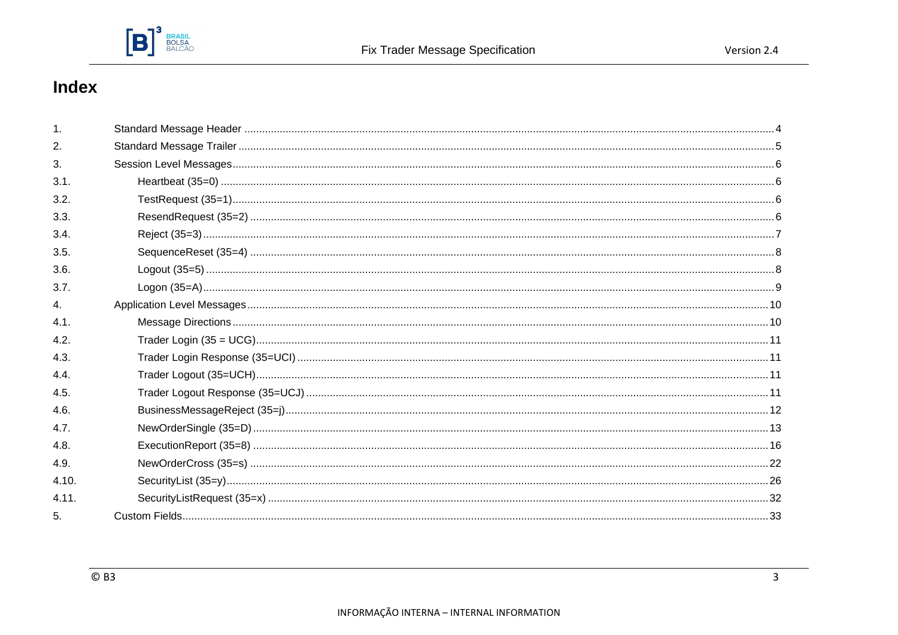# Index

| | | |
|---|---|---|
| 1. | Standard Message Header | 4 |
| 2. | Standard Message Trailer | 5 |
| 3. | Session Level Messages | 6 |
| 3.1. | Heartbeat (35=0) | 6 |
| 3.2. | TestRequest (35=1) | 6 |
| 3.3. | ResendRequest (35=2) | 6 |
| 3.4. | Reject (35=3) | 7 |
| 3.5. | SequenceReset (35=4) | 8 |
| 3.6. | Logout (35=5) | 8 |
| 3.7. | Logon (35=A) | 9 |
| 4. | Application Level Messages | 10 |
| 4.1. | Message Directions | 10 |
| 4.2. | Trader Login (35 = UCG) | 11 |
| 4.3. | Trader Login Response (35=UCI) | 11 |
| 4.4. | Trader Logout (35=UCH) | 11 |
| 4.5. | Trader Logout Response (35=UCJ) | 11 |
| 4.6. | BusinessMessageReject (35=j) | 12 |
| 4.7. | NewOrderSingle (35=D) | 13 |
| 4.8. | ExecutionReport (35=8) | 16 |
| 4.9. | NewOrderCross (35=s) | 22 |
| 4.10. | SecurityList (35=y) | 26 |
| 4.11. | SecurityListRequest (35=x) | 32 |
| 5. | Custom Fields | 33 |

INFORMAÇÃO INTERNA – INTERNAL INFORMATION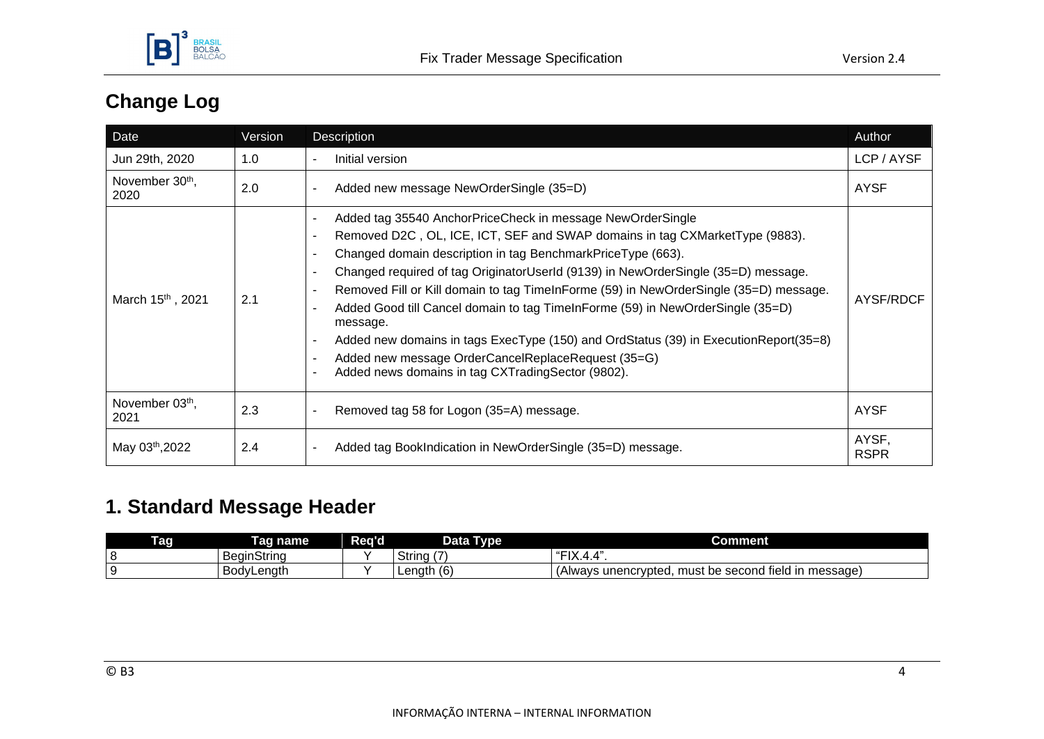## Change Log

| Date | Version | Description | Author |
|---|---|---|---|
| Jun 29th, 2020 | 1.0 | - Initial version | LCP / AYSF |
| November 30th, 2020 | 2.0 | - Added new message NewOrderSingle (35=D) | AYSF |
| March 15th , 2021 | 2.1 | - Added tag 35540 AnchorPriceCheck in message NewOrderSingle<br>- Removed D2C , OL, ICE, ICT, SEF and SWAP domains in tag CXMarketType (9883).<br>- Changed domain description in tag BenchmarkPriceType (663).<br>- Changed required of tag OriginatorUserId (9139) in NewOrderSingle (35=D) message.<br>- Removed Fill or Kill domain to tag TimeInForme (59) in NewOrderSingle (35=D) message.<br>- Added Good till Cancel domain to tag TimeInForme (59) in NewOrderSingle (35=D) message.<br>- Added new domains in tags ExecType (150) and OrdStatus (39) in ExecutionReport(35=8)<br>- Added new message OrderCancelReplaceRequest (35=G)<br>- Added news domains in tag CXTradingSector (9802). | AYSF/RDCF |
| November 03th, 2021 | 2.3 | - Removed tag 58 for Logon (35=A) message. | AYSF |
| May 03th,2022 | 2.4 | - Added tag BookIndication in NewOrderSingle (35=D) message. | AYSF, RSPR |

## 1. Standard Message Header

| Tag | Tag name | Req'd | Data Type | Comment |
|---|---|---|---|---|
| 8 | BeginString | Y | String (7) | "FIX.4.4". |
| 9 | BodyLength | Y | Length (6) | (Always unencrypted, must be second field in message) |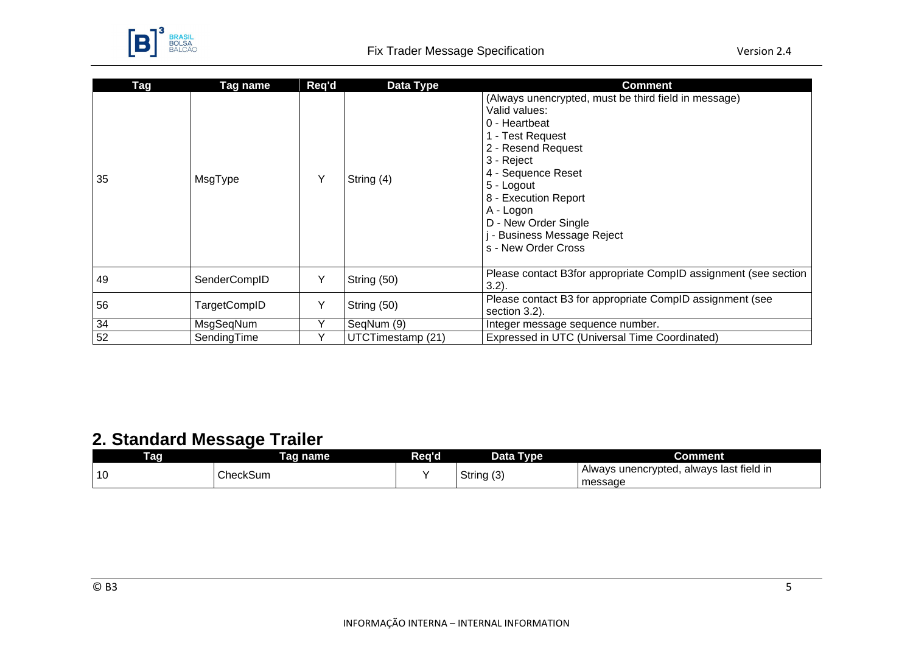| Tag | Tag name | Req'd | Data Type | Comment |
|---|---|---|---|---|
| 35 | MsgType | Y | String (4) | (Always unencrypted, must be third field in message)<br>Valid values:<br>0 - Heartbeat<br>1 - Test Request<br>2 - Resend Request<br>3 - Reject<br>4 - Sequence Reset<br>5 - Logout<br>8 - Execution Report<br>A - Logon<br>D - New Order Single<br>j - Business Message Reject<br>s - New Order Cross |
| 49 | SenderCompID | Y | String (50) | Please contact B3for appropriate CompID assignment (see section 3.2). |
| 56 | TargetCompID | Y | String (50) | Please contact B3 for appropriate CompID assignment (see section 3.2). |
| 34 | MsgSeqNum | Y | SeqNum (9) | Integer message sequence number. |
| 52 | SendingTime | Y | UTCTimestamp (21) | Expressed in UTC (Universal Time Coordinated) |

## 2. Standard Message Trailer

| Tag | Tag name | Req'd | Data Type | Comment |
|---|---|---|---|---|
| 10 | CheckSum | Y | String (3) | Always unencrypted, always last field in message |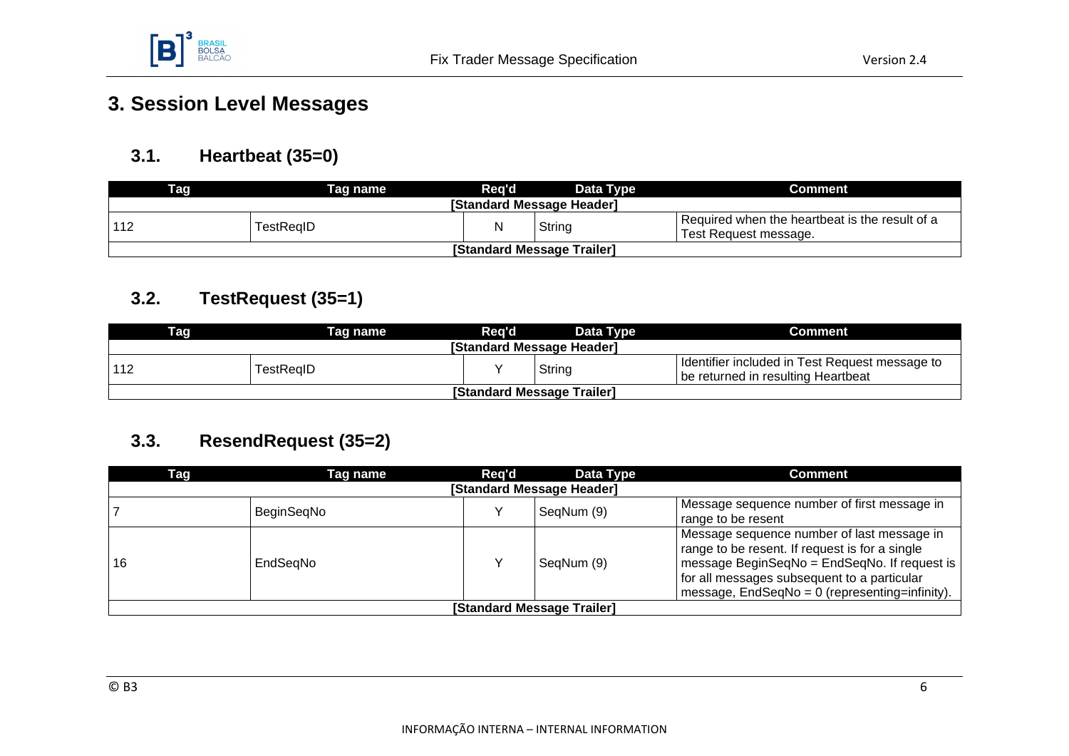# 3. Session Level Messages

## 3.1. Heartbeat (35=0)

| Tag | Tag name | Req'd | Data Type | Comment |
|---|---|---|---|---|
| [Standard Message Header] | | | | |
| 112 | TestReqID | N | String | Required when the heartbeat is the result of a Test Request message. |
| [Standard Message Trailer] | | | | |

## 3.2. TestRequest (35=1)

| Tag | Tag name | Req'd | Data Type | Comment |
|---|---|---|---|---|
| [Standard Message Header] | | | | |
| 112 | TestReqID | Y | String | Identifier included in Test Request message to be returned in resulting Heartbeat |
| [Standard Message Trailer] | | | | |

## 3.3. ResendRequest (35=2)

| Tag | Tag name | Req'd | Data Type | Comment |
|---|---|---|---|---|
| [Standard Message Header] | | | | |
| 7 | BeginSeqNo | Y | SeqNum (9) | Message sequence number of first message in range to be resent |
| 16 | EndSeqNo | Y | SeqNum (9) | Message sequence number of last message in range to be resent. If request is for a single message BeginSeqNo = EndSeqNo. If request is for all messages subsequent to a particular message, EndSeqNo = 0 (representing=infinity). |
| [Standard Message Trailer] | | | | |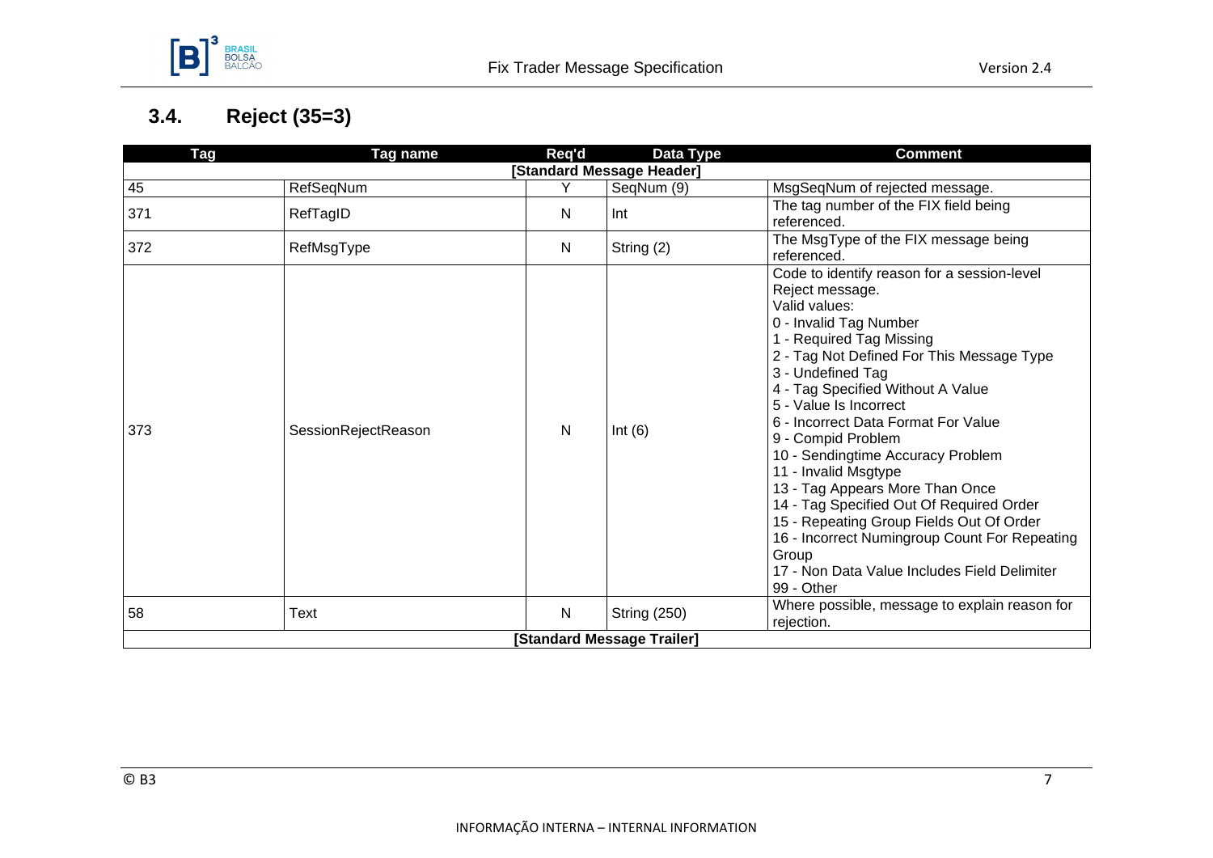### 3.4. Reject (35=3)

| Tag | Tag name | Req'd | Data Type | Comment |
|---|---|---|---|---|
| [Standard Message Header] | | | | |
| 45 | RefSeqNum | Y | SeqNum (9) | MsgSeqNum of rejected message. |
| 371 | RefTagID | N | Int | The tag number of the FIX field being referenced. |
| 372 | RefMsgType | N | String (2) | The MsgType of the FIX message being referenced. |
| 373 | SessionRejectReason | N | Int (6) | Code to identify reason for a session-level Reject message.<br>Valid values:<br>0 - Invalid Tag Number<br>1 - Required Tag Missing<br>2 - Tag Not Defined For This Message Type<br>3 - Undefined Tag<br>4 - Tag Specified Without A Value<br>5 - Value Is Incorrect<br>6 - Incorrect Data Format For Value<br>9 - Compid Problem<br>10 - Sendingtime Accuracy Problem<br>11 - Invalid Msgtype<br>13 - Tag Appears More Than Once<br>14 - Tag Specified Out Of Required Order<br>15 - Repeating Group Fields Out Of Order<br>16 - Incorrect Numingroup Count For Repeating Group<br>17 - Non Data Value Includes Field Delimiter<br>99 - Other |
| 58 | Text | N | String (250) | Where possible, message to explain reason for rejection. |
| [Standard Message Trailer] | | | | |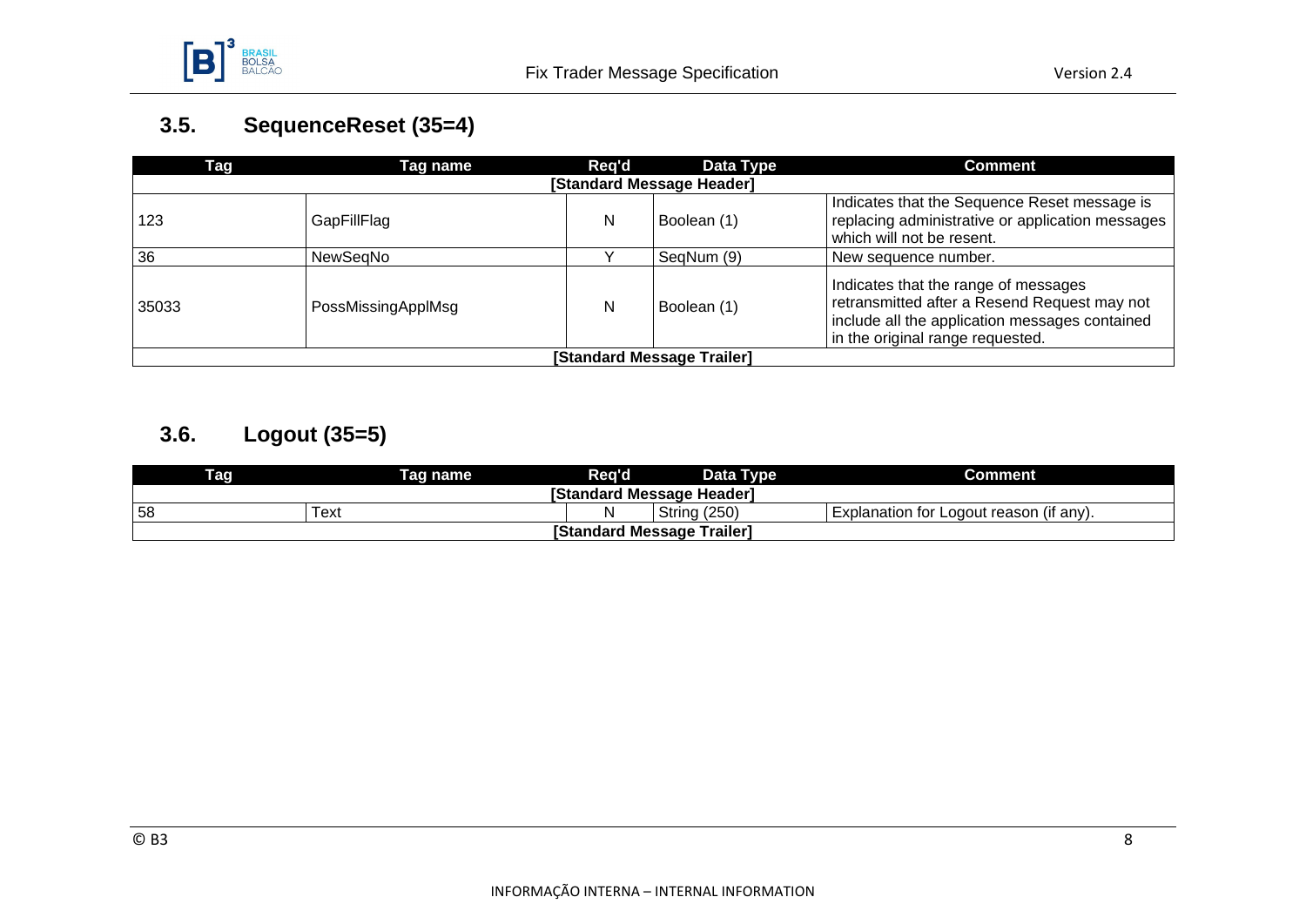## 3.5. SequenceReset (35=4)

| Tag | Tag name | Req'd | Data Type | Comment |
|---|---|---|---|---|
| [Standard Message Header] | | | | |
| 123 | GapFillFlag | N | Boolean (1) | Indicates that the Sequence Reset message is replacing administrative or application messages which will not be resent. |
| 36 | NewSeqNo | Y | SeqNum (9) | New sequence number. |
| 35033 | PossMissingApplMsg | N | Boolean (1) | Indicates that the range of messages retransmitted after a Resend Request may not include all the application messages contained in the original range requested. |
| [Standard Message Trailer] | | | | |

## 3.6. Logout (35=5)

| Tag | Tag name | Req'd | Data Type | Comment |
|---|---|---|---|---|
| [Standard Message Header] | | | | |
| 58 | Text | N | String (250) | Explanation for Logout reason (if any). |
| [Standard Message Trailer] | | | | |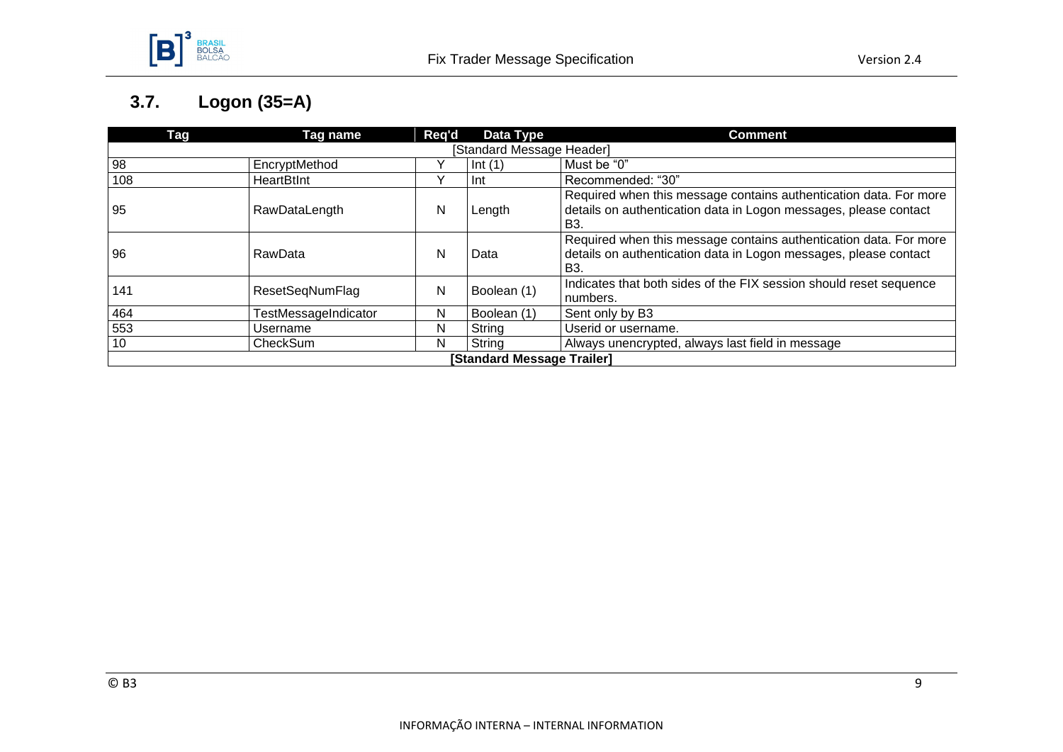### 3.7. Logon (35=A)

| Tag | Tag name | Req'd | Data Type | Comment |
|---|---|---|---|---|
| [Standard Message Header] | | | | |
| 98 | EncryptMethod | Y | Int (1) | Must be "0" |
| 108 | HeartBtInt | Y | Int | Recommended: "30" |
| 95 | RawDataLength | N | Length | Required when this message contains authentication data. For more details on authentication data in Logon messages, please contact B3. |
| 96 | RawData | N | Data | Required when this message contains authentication data. For more details on authentication data in Logon messages, please contact B3. |
| 141 | ResetSeqNumFlag | N | Boolean (1) | Indicates that both sides of the FIX session should reset sequence numbers. |
| 464 | TestMessageIndicator | N | Boolean (1) | Sent only by B3 |
| 553 | Username | N | String | Userid or username. |
| 10 | CheckSum | N | String | Always unencrypted, always last field in message |
| **[Standard Message Trailer]** | | | | |

INFORMAÇÃO INTERNA – INTERNAL INFORMATION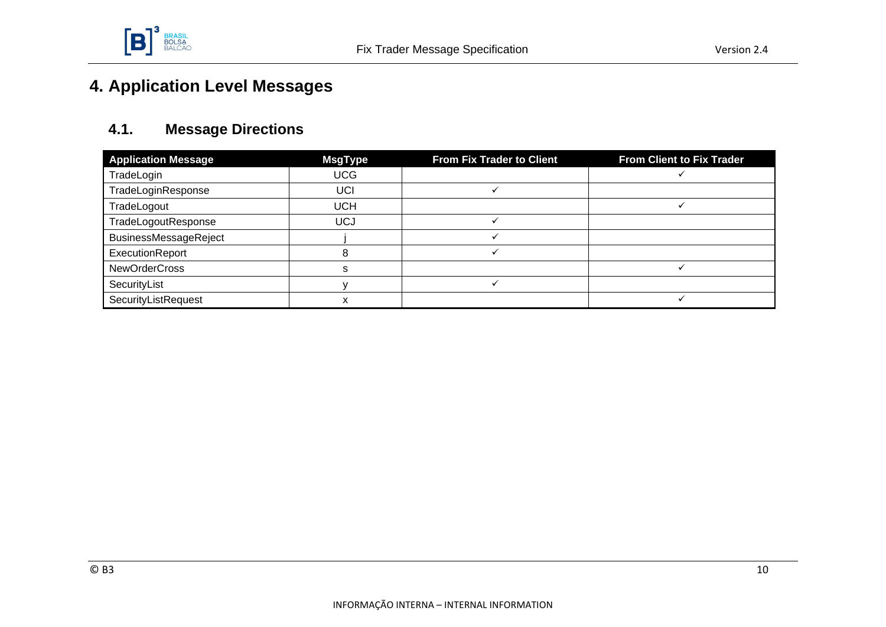# 4. Application Level Messages

## 4.1. Message Directions

| Application Message | MsgType | From Fix Trader to Client | From Client to Fix Trader |
|---|---|---|---|
| TradeLogin | UCG | | ✓ |
| TradeLoginResponse | UCI | ✓ | |
| TradeLogout | UCH | | ✓ |
| TradeLogoutResponse | UCJ | ✓ | |
| BusinessMessageReject | j | ✓ | |
| ExecutionReport | 8 | ✓ | |
| NewOrderCross | s | | ✓ |
| SecurityList | y | ✓ | |
| SecurityListRequest | x | | ✓ |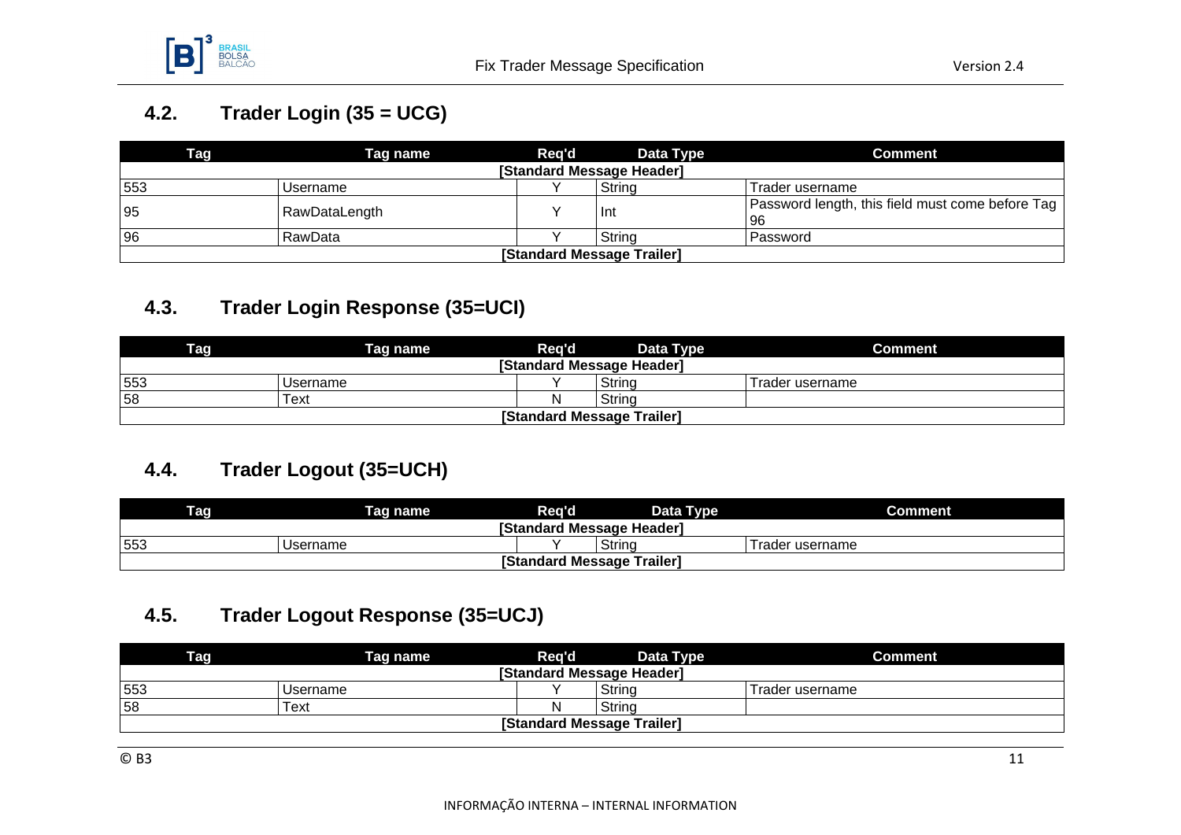## 4.2. Trader Login (35 = UCG)

| Tag | Tag name | Req'd | Data Type | Comment |
|---|---|---|---|---|
| [Standard Message Header] | | | | |
| 553 | Username | Y | String | Trader username |
| 95 | RawDataLength | Y | Int | Password length, this field must come before Tag 96 |
| 96 | RawData | Y | String | Password |
| [Standard Message Trailer] | | | | |

## 4.3. Trader Login Response (35=UCI)

| Tag | Tag name | Req'd | Data Type | Comment |
|---|---|---|---|---|
| [Standard Message Header] | | | | |
| 553 | Username | Y | String | Trader username |
| 58 | Text | N | String | |
| [Standard Message Trailer] | | | | |

## 4.4. Trader Logout (35=UCH)

| Tag | Tag name | Req'd | Data Type | Comment |
|---|---|---|---|---|
| [Standard Message Header] | | | | |
| 553 | Username | Y | String | Trader username |
| [Standard Message Trailer] | | | | |

## 4.5. Trader Logout Response (35=UCJ)

| Tag | Tag name | Req'd | Data Type | Comment |
|---|---|---|---|---|
| [Standard Message Header] | | | | |
| 553 | Username | Y | String | Trader username |
| 58 | Text | N | String | |
| [Standard Message Trailer] | | | | |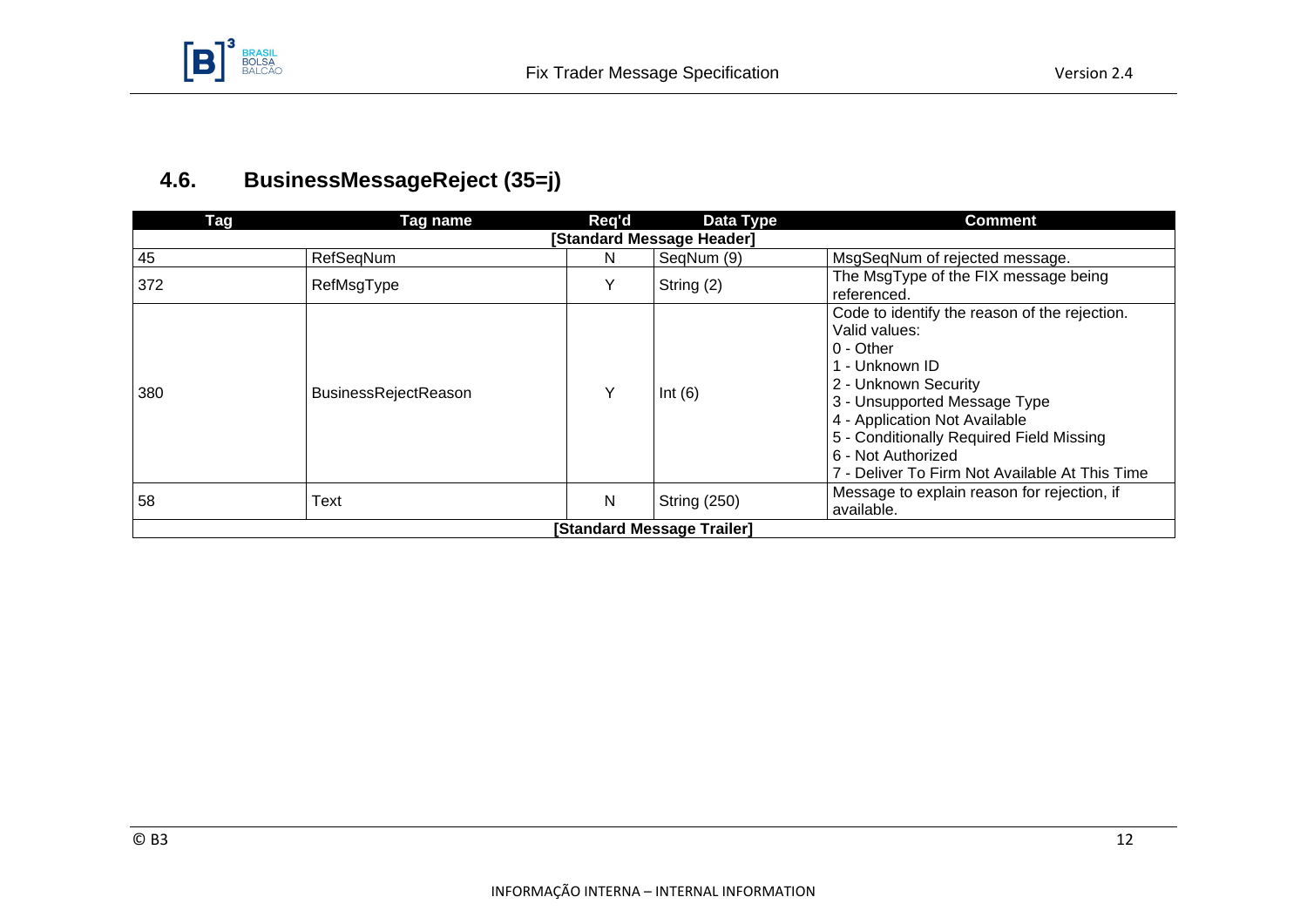## 4.6. BusinessMessageReject (35=j)

| Tag | Tag name | Req'd | Data Type | Comment |
|---|---|---|---|---|
| [Standard Message Header] | | | | |
| 45 | RefSeqNum | N | SeqNum (9) | MsgSeqNum of rejected message. |
| 372 | RefMsgType | Y | String (2) | The MsgType of the FIX message being referenced. |
| 380 | BusinessRejectReason | Y | Int (6) | Code to identify the reason of the rejection.<br>Valid values:<br>0 - Other<br>1 - Unknown ID<br>2 - Unknown Security<br>3 - Unsupported Message Type<br>4 - Application Not Available<br>5 - Conditionally Required Field Missing<br>6 - Not Authorized<br>7 - Deliver To Firm Not Available At This Time |
| 58 | Text | N | String (250) | Message to explain reason for rejection, if available. |
| [Standard Message Trailer] | | | | |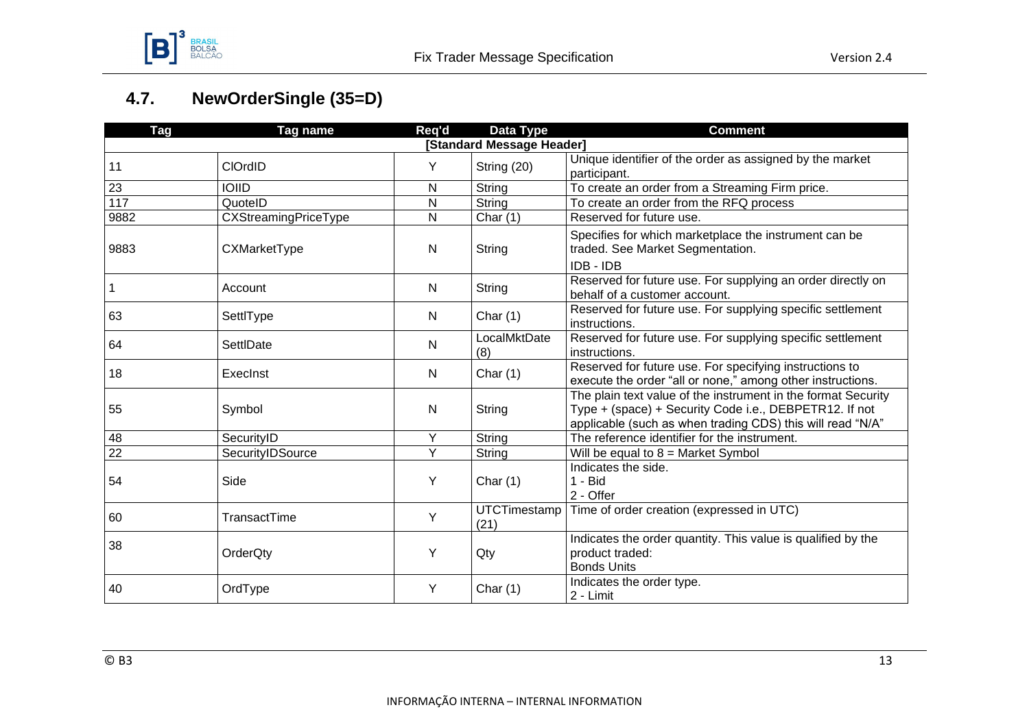## 4.7. NewOrderSingle (35=D)

| Tag | Tag name | Req'd | Data Type | Comment |
|---|---|---|---|---|
| [Standard Message Header] | | | | |
| 11 | ClOrdID | Y | String (20) | Unique identifier of the order as assigned by the market participant. |
| 23 | IOIID | N | String | To create an order from a Streaming Firm price. |
| 117 | QuoteID | N | String | To create an order from the RFQ process |
| 9882 | CXStreamingPriceType | N | Char (1) | Reserved for future use. |
| 9883 | CXMarketType | N | String | Specifies for which marketplace the instrument can be traded. See Market Segmentation.<br>IDB - IDB |
| 1 | Account | N | String | Reserved for future use. For supplying an order directly on behalf of a customer account. |
| 63 | SettlType | N | Char (1) | Reserved for future use. For supplying specific settlement instructions. |
| 64 | SettlDate | N | LocalMktDate (8) | Reserved for future use. For supplying specific settlement instructions. |
| 18 | ExecInst | N | Char (1) | Reserved for future use. For specifying instructions to execute the order "all or none," among other instructions. |
| 55 | Symbol | N | String | The plain text value of the instrument in the format Security Type + (space) + Security Code i.e., DEBPETR12. If not applicable (such as when trading CDS) this will read "N/A" |
| 48 | SecurityID | Y | String | The reference identifier for the instrument. |
| 22 | SecurityIDSource | Y | String | Will be equal to 8 = Market Symbol |
| 54 | Side | Y | Char (1) | Indicates the side.<br>1 - Bid<br>2 - Offer |
| 60 | TransactTime | Y | UTCTimestamp (21) | Time of order creation (expressed in UTC) |
| 38 | OrderQty | Y | Qty | Indicates the order quantity. This value is qualified by the product traded:<br>Bonds Units |
| 40 | OrdType | Y | Char (1) | Indicates the order type.<br>2 - Limit |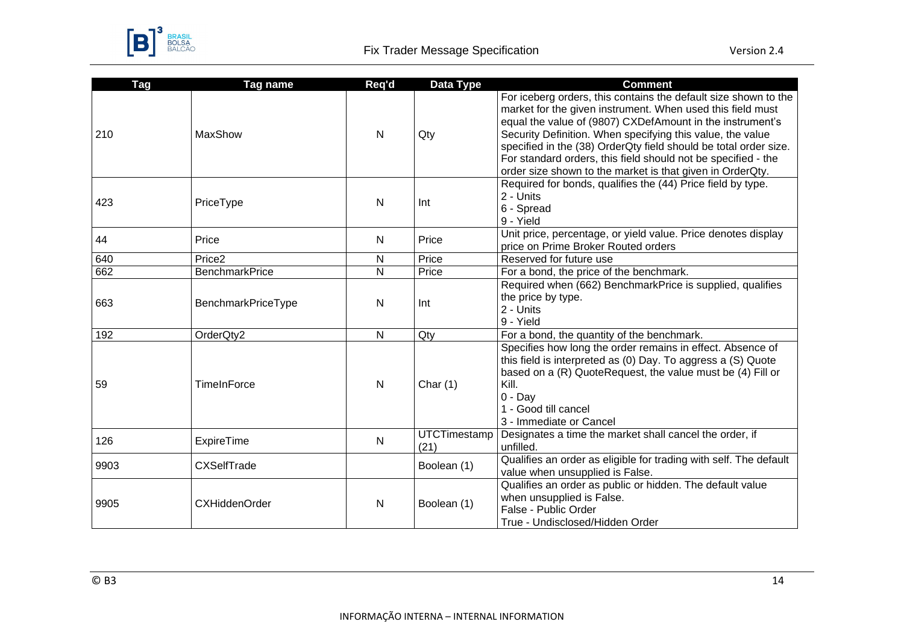| Tag | Tag name | Req'd | Data Type | Comment |
|---|---|---|---|---|
| 210 | MaxShow | N | Qty | For iceberg orders, this contains the default size shown to the market for the given instrument. When used this field must equal the value of (9807) CXDefAmount in the instrument's Security Definition. When specifying this value, the value specified in the (38) OrderQty field should be total order size. For standard orders, this field should not be specified - the order size shown to the market is that given in OrderQty. |
| 423 | PriceType | N | Int | Required for bonds, qualifies the (44) Price field by type.<br>2 - Units<br>6 - Spread<br>9 - Yield |
| 44 | Price | N | Price | Unit price, percentage, or yield value. Price denotes display price on Prime Broker Routed orders |
| 640 | Price2 | N | Price | Reserved for future use |
| 662 | BenchmarkPrice | N | Price | For a bond, the price of the benchmark. |
| 663 | BenchmarkPriceType | N | Int | Required when (662) BenchmarkPrice is supplied, qualifies the price by type.<br>2 - Units<br>9 - Yield |
| 192 | OrderQty2 | N | Qty | For a bond, the quantity of the benchmark. |
| 59 | TimeInForce | N | Char (1) | Specifies how long the order remains in effect. Absence of this field is interpreted as (0) Day. To aggress a (S) Quote based on a (R) QuoteRequest, the value must be (4) Fill or Kill.<br>0 - Day<br>1 - Good till cancel<br>3 - Immediate or Cancel |
| 126 | ExpireTime | N | UTCTimestamp (21) | Designates a time the market shall cancel the order, if unfilled. |
| 9903 | CXSelfTrade | | Boolean (1) | Qualifies an order as eligible for trading with self. The default value when unsupplied is False. |
| 9905 | CXHiddenOrder | N | Boolean (1) | Qualifies an order as public or hidden. The default value when unsupplied is False.<br>False - Public Order<br>True - Undisclosed/Hidden Order |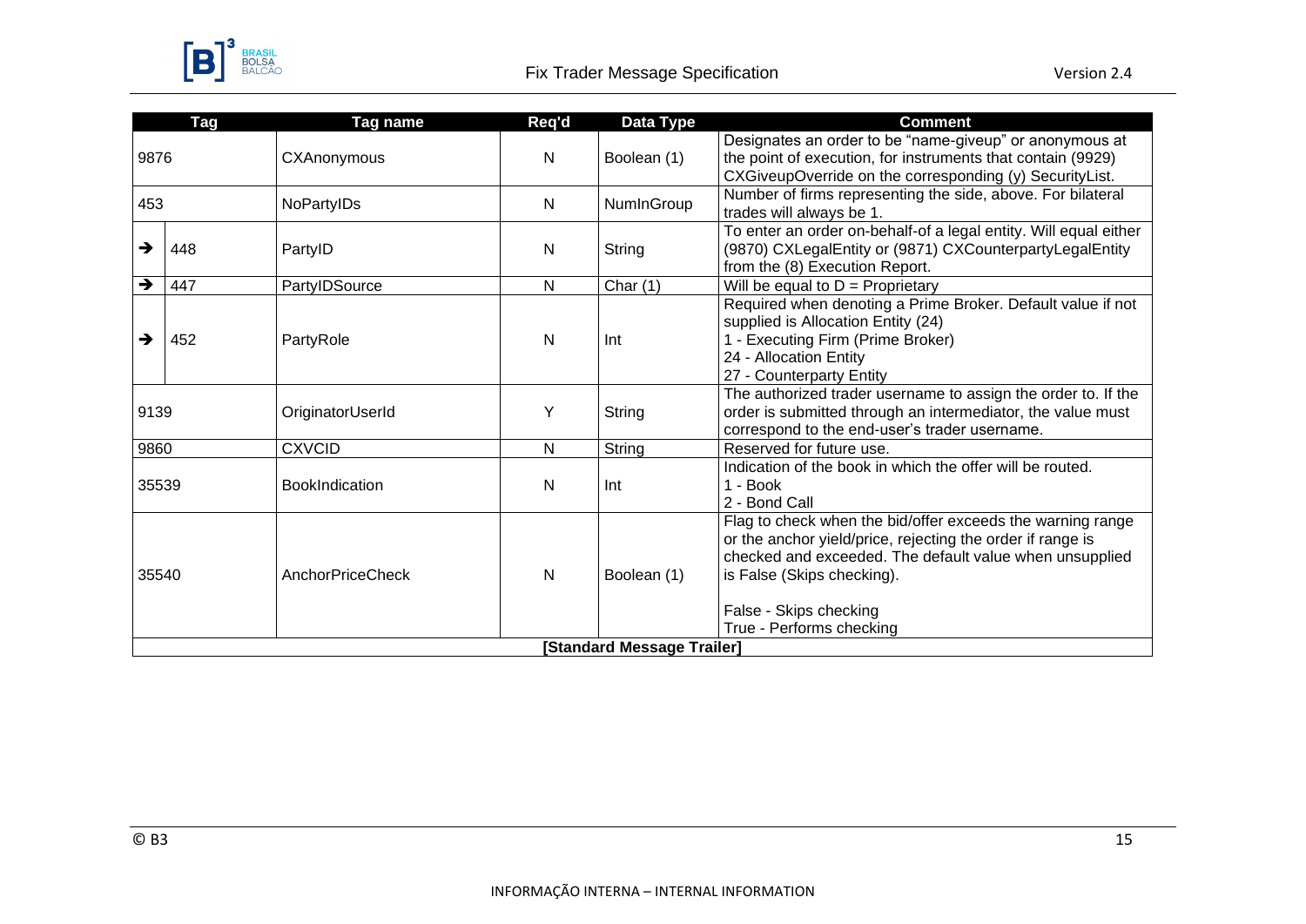| Tag | | Tag name | Req'd | Data Type | Comment |
|---|---|---|---|---|---|
| 9876 | | CXAnonymous | N | Boolean (1) | Designates an order to be "name-giveup" or anonymous at the point of execution, for instruments that contain (9929) CXGiveupOverride on the corresponding (y) SecurityList. |
| 453 | | NoPartyIDs | N | NumInGroup | Number of firms representing the side, above. For bilateral trades will always be 1. |
| → | 448 | PartyID | N | String | To enter an order on-behalf-of a legal entity. Will equal either (9870) CXLegalEntity or (9871) CXCounterpartyLegalEntity from the (8) Execution Report. |
| → | 447 | PartyIDSource | N | Char (1) | Will be equal to D = Proprietary |
| → | 452 | PartyRole | N | Int | Required when denoting a Prime Broker. Default value if not supplied is Allocation Entity (24)<br>1 - Executing Firm (Prime Broker)<br>24 - Allocation Entity<br>27 - Counterparty Entity |
| 9139 | | OriginatorUserId | Y | String | The authorized trader username to assign the order to. If the order is submitted through an intermediator, the value must correspond to the end-user's trader username. |
| 9860 | | CXVCID | N | String | Reserved for future use. |
| 35539 | | BookIndication | N | Int | Indication of the book in which the offer will be routed.<br>1 - Book<br>2 - Bond Call |
| 35540 | | AnchorPriceCheck | N | Boolean (1) | Flag to check when the bid/offer exceeds the warning range or the anchor yield/price, rejecting the order if range is checked and exceeded. The default value when unsupplied is False (Skips checking).<br><br>False - Skips checking<br>True - Performs checking |
| [Standard Message Trailer] | | | | | |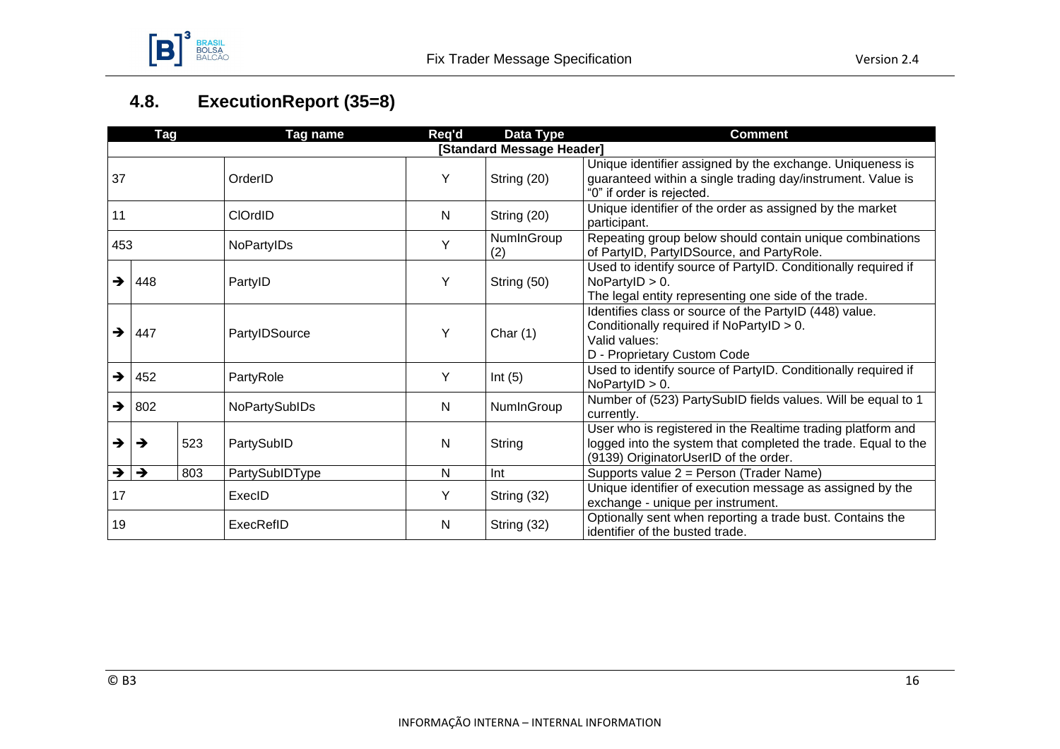## 4.8. ExecutionReport (35=8)

| Tag | | | Tag name | Req'd | Data Type | Comment |
|---|---|---|---|---|---|---|
| [Standard Message Header] | | | | | | |
| 37 | | | OrderID | Y | String (20) | Unique identifier assigned by the exchange. Uniqueness is guaranteed within a single trading day/instrument. Value is "0" if order is rejected. |
| 11 | | | ClOrdID | N | String (20) | Unique identifier of the order as assigned by the market participant. |
| 453 | | | NoPartyIDs | Y | NumInGroup (2) | Repeating group below should contain unique combinations of PartyID, PartyIDSource, and PartyRole. |
| → | 448 | | PartyID | Y | String (50) | Used to identify source of PartyID. Conditionally required if NoPartyID > 0. The legal entity representing one side of the trade. |
| → | 447 | | PartyIDSource | Y | Char (1) | Identifies class or source of the PartyID (448) value. Conditionally required if NoPartyID > 0. Valid values: D - Proprietary Custom Code |
| → | 452 | | PartyRole | Y | Int (5) | Used to identify source of PartyID. Conditionally required if NoPartyID > 0. |
| → | 802 | | NoPartySubIDs | N | NumInGroup | Number of (523) PartySubID fields values. Will be equal to 1 currently. |
| → | → | 523 | PartySubID | N | String | User who is registered in the Realtime trading platform and logged into the system that completed the trade. Equal to the (9139) OriginatorUserID of the order. |
| → | → | 803 | PartySubIDType | N | Int | Supports value 2 = Person (Trader Name) |
| 17 | | | ExecID | Y | String (32) | Unique identifier of execution message as assigned by the exchange - unique per instrument. |
| 19 | | | ExecRefID | N | String (32) | Optionally sent when reporting a trade bust. Contains the identifier of the busted trade. |

INFORMAÇÃO INTERNA – INTERNAL INFORMATION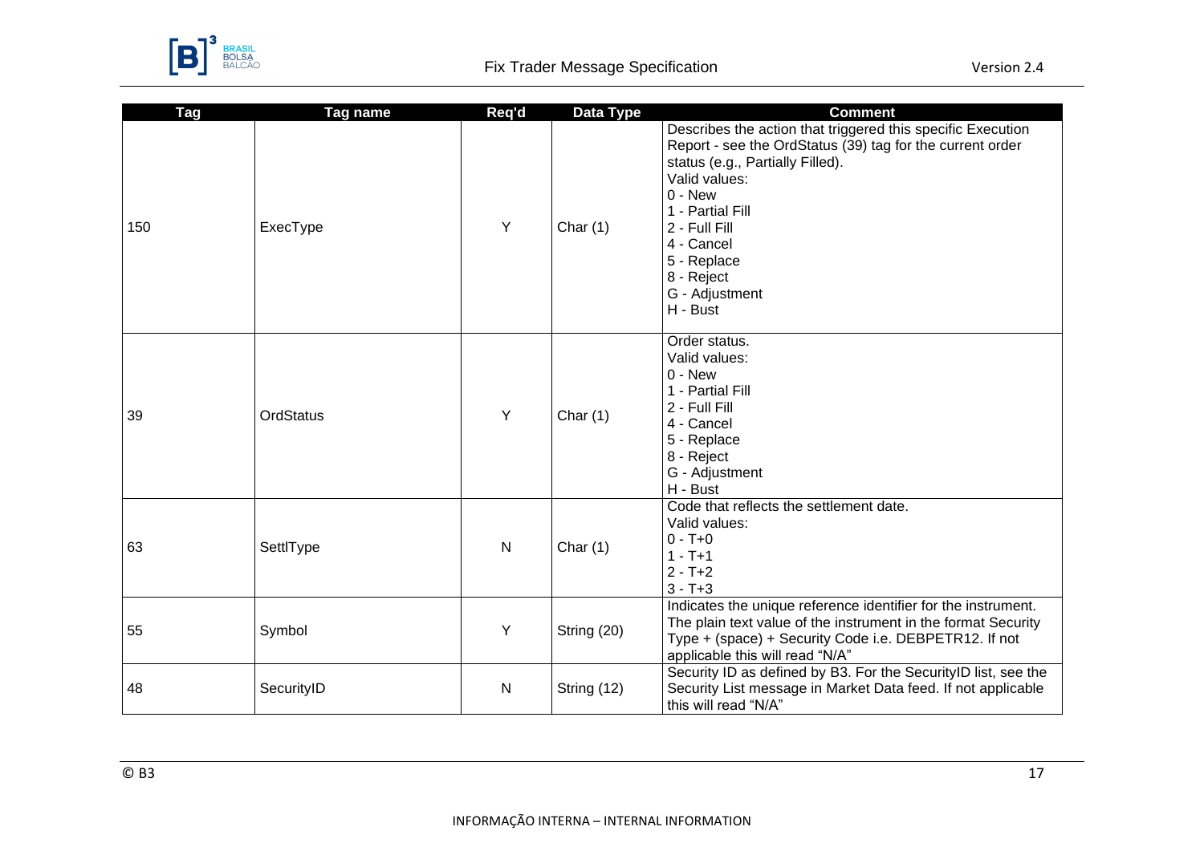| Tag | Tag name | Req'd | Data Type | Comment |
|---|---|---|---|---|
| 150 | ExecType | Y | Char (1) | Describes the action that triggered this specific Execution Report - see the OrdStatus (39) tag for the current order status (e.g., Partially Filled).<br>Valid values:<br>0 - New<br>1 - Partial Fill<br>2 - Full Fill<br>4 - Cancel<br>5 - Replace<br>8 - Reject<br>G - Adjustment<br>H - Bust |
| 39 | OrdStatus | Y | Char (1) | Order status.<br>Valid values:<br>0 - New<br>1 - Partial Fill<br>2 - Full Fill<br>4 - Cancel<br>5 - Replace<br>8 - Reject<br>G - Adjustment<br>H - Bust |
| 63 | SettlType | N | Char (1) | Code that reflects the settlement date.<br>Valid values:<br>0 - T+0<br>1 - T+1<br>2 - T+2<br>3 - T+3 |
| 55 | Symbol | Y | String (20) | Indicates the unique reference identifier for the instrument. The plain text value of the instrument in the format Security Type + (space) + Security Code i.e. DEBPETR12. If not applicable this will read "N/A" |
| 48 | SecurityID | N | String (12) | Security ID as defined by B3. For the SecurityID list, see the Security List message in Market Data feed. If not applicable this will read "N/A" |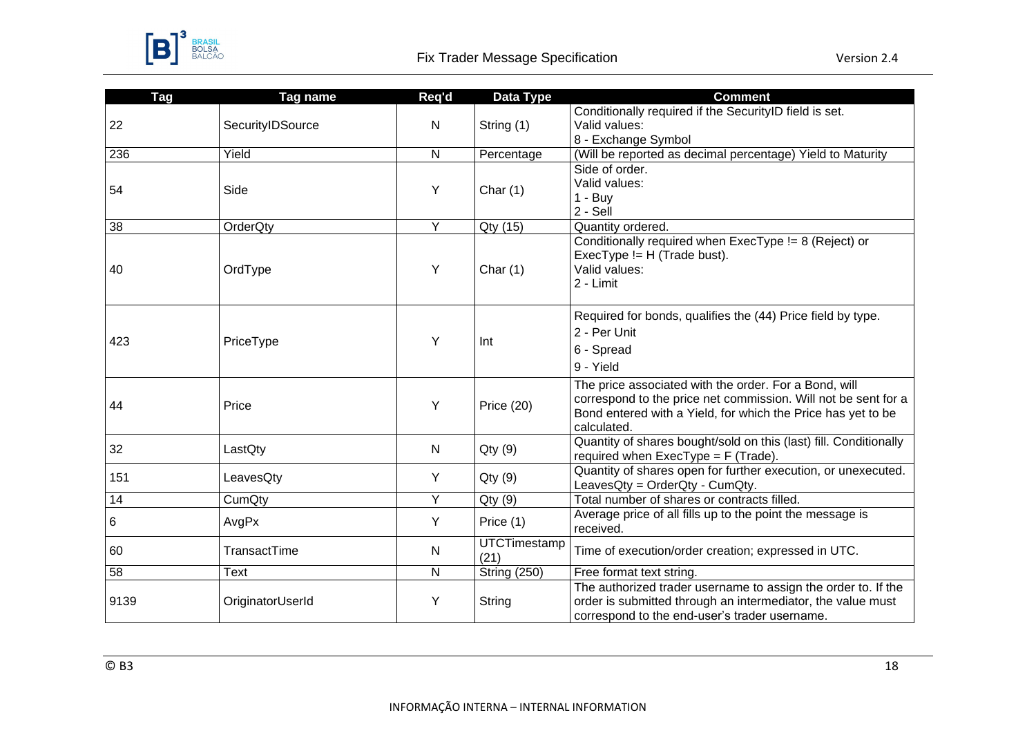| Tag | Tag name | Req'd | Data Type | Comment |
| --- | --- | --- | --- | --- |
| 22 | SecurityIDSource | N | String (1) | Conditionally required if the SecurityID field is set.<br>Valid values:<br>8 - Exchange Symbol |
| 236 | Yield | N | Percentage | (Will be reported as decimal percentage) Yield to Maturity |
| 54 | Side | Y | Char (1) | Side of order.<br>Valid values:<br>1 - Buy<br>2 - Sell |
| 38 | OrderQty | Y | Qty (15) | Quantity ordered. |
| 40 | OrdType | Y | Char (1) | Conditionally required when ExecType != 8 (Reject) or ExecType != H (Trade bust).<br>Valid values:<br>2 - Limit |
| 423 | PriceType | Y | Int | Required for bonds, qualifies the (44) Price field by type.<br>2 - Per Unit<br>6 - Spread<br>9 - Yield |
| 44 | Price | Y | Price (20) | The price associated with the order. For a Bond, will correspond to the price net commission. Will not be sent for a Bond entered with a Yield, for which the Price has yet to be calculated. |
| 32 | LastQty | N | Qty (9) | Quantity of shares bought/sold on this (last) fill. Conditionally required when ExecType = F (Trade). |
| 151 | LeavesQty | Y | Qty (9) | Quantity of shares open for further execution, or unexecuted. LeavesQty = OrderQty - CumQty. |
| 14 | CumQty | Y | Qty (9) | Total number of shares or contracts filled. |
| 6 | AvgPx | Y | Price (1) | Average price of all fills up to the point the message is received. |
| 60 | TransactTime | N | UTCTimestamp (21) | Time of execution/order creation; expressed in UTC. |
| 58 | Text | N | String (250) | Free format text string. |
| 9139 | OriginatorUserId | Y | String | The authorized trader username to assign the order to. If the order is submitted through an intermediator, the value must correspond to the end-user's trader username. |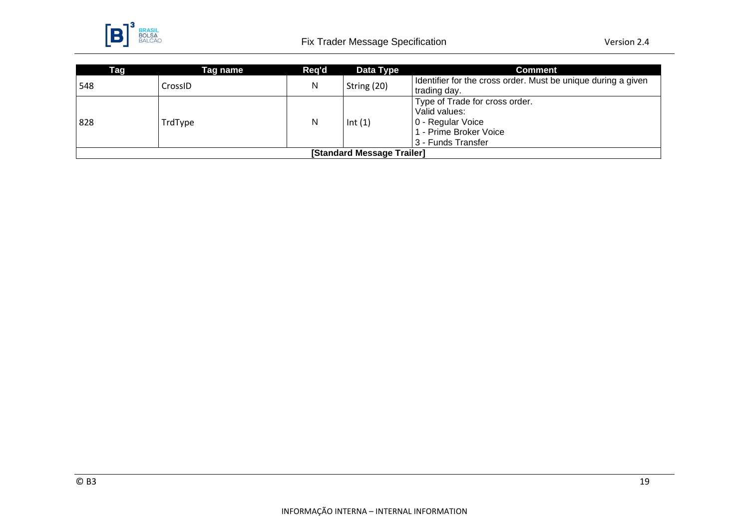| Tag | Tag name | Req'd | Data Type | Comment |
|---|---|---|---|---|
| 548 | CrossID | N | String (20) | Identifier for the cross order. Must be unique during a given trading day. |
| 828 | TrdType | N | Int (1) | Type of Trade for cross order.<br>Valid values:<br>0 - Regular Voice<br>1 - Prime Broker Voice<br>3 - Funds Transfer |
| **[Standard Message Trailer]** | | | | |

INFORMAÇÃO INTERNA – INTERNAL INFORMATION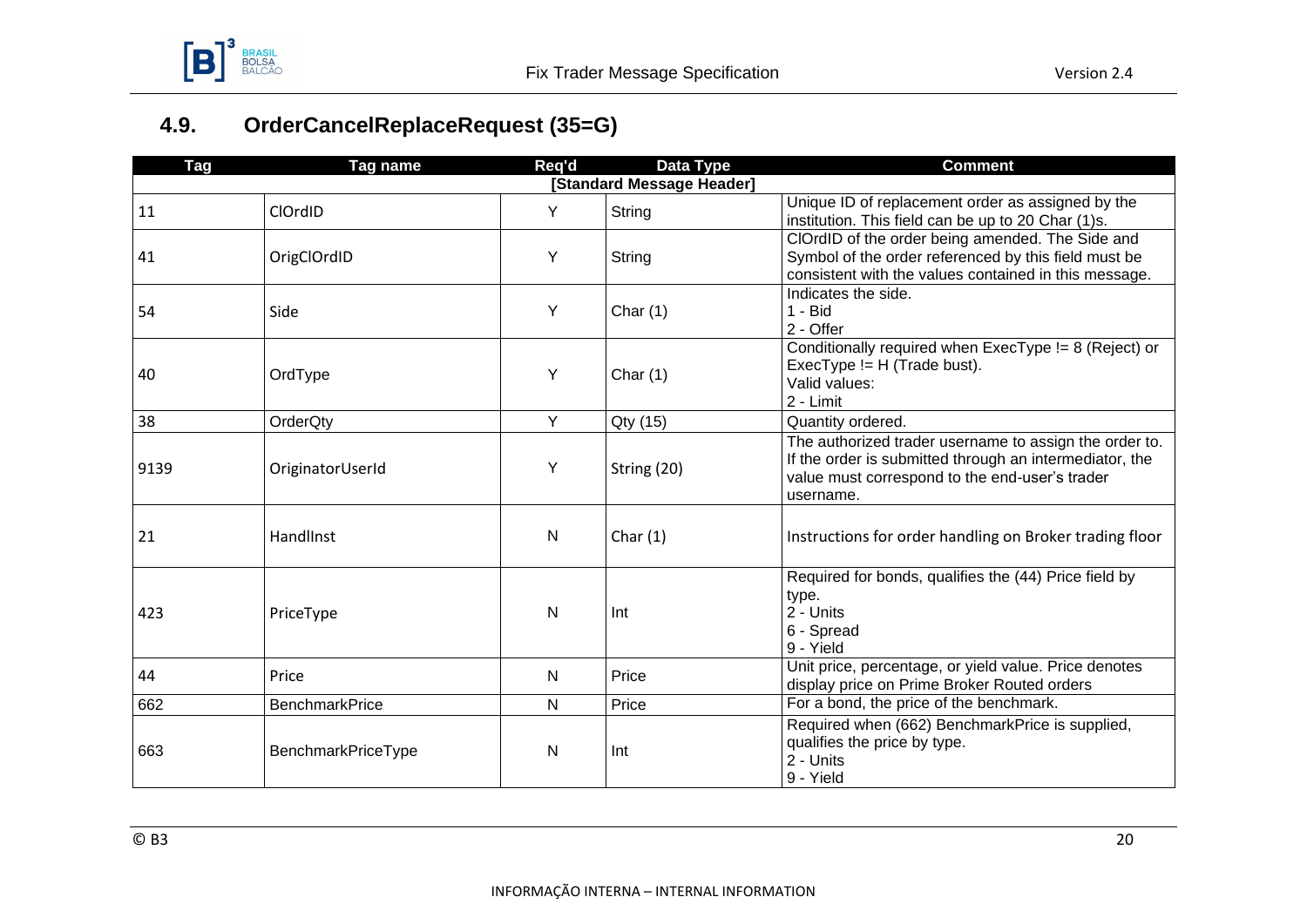## 4.9. OrderCancelReplaceRequest (35=G)

| Tag | Tag name | Req'd | Data Type | Comment |
|---|---|---|---|---|
| [Standard Message Header] | | | | |
| 11 | ClOrdID | Y | String | Unique ID of replacement order as assigned by the institution. This field can be up to 20 Char (1)s. |
| 41 | OrigClOrdID | Y | String | ClOrdID of the order being amended. The Side and Symbol of the order referenced by this field must be consistent with the values contained in this message. |
| 54 | Side | Y | Char (1) | Indicates the side.<br>1 - Bid<br>2 - Offer |
| 40 | OrdType | Y | Char (1) | Conditionally required when ExecType != 8 (Reject) or ExecType != H (Trade bust).<br>Valid values:<br>2 - Limit |
| 38 | OrderQty | Y | Qty (15) | Quantity ordered. |
| 9139 | OriginatorUserId | Y | String (20) | The authorized trader username to assign the order to. If the order is submitted through an intermediator, the value must correspond to the end-user's trader username. |
| 21 | HandlInst | N | Char (1) | Instructions for order handling on Broker trading floor |
| 423 | PriceType | N | Int | Required for bonds, qualifies the (44) Price field by type.<br>2 - Units<br>6 - Spread<br>9 - Yield |
| 44 | Price | N | Price | Unit price, percentage, or yield value. Price denotes display price on Prime Broker Routed orders |
| 662 | BenchmarkPrice | N | Price | For a bond, the price of the benchmark. |
| 663 | BenchmarkPriceType | N | Int | Required when (662) BenchmarkPrice is supplied, qualifies the price by type.<br>2 - Units<br>9 - Yield |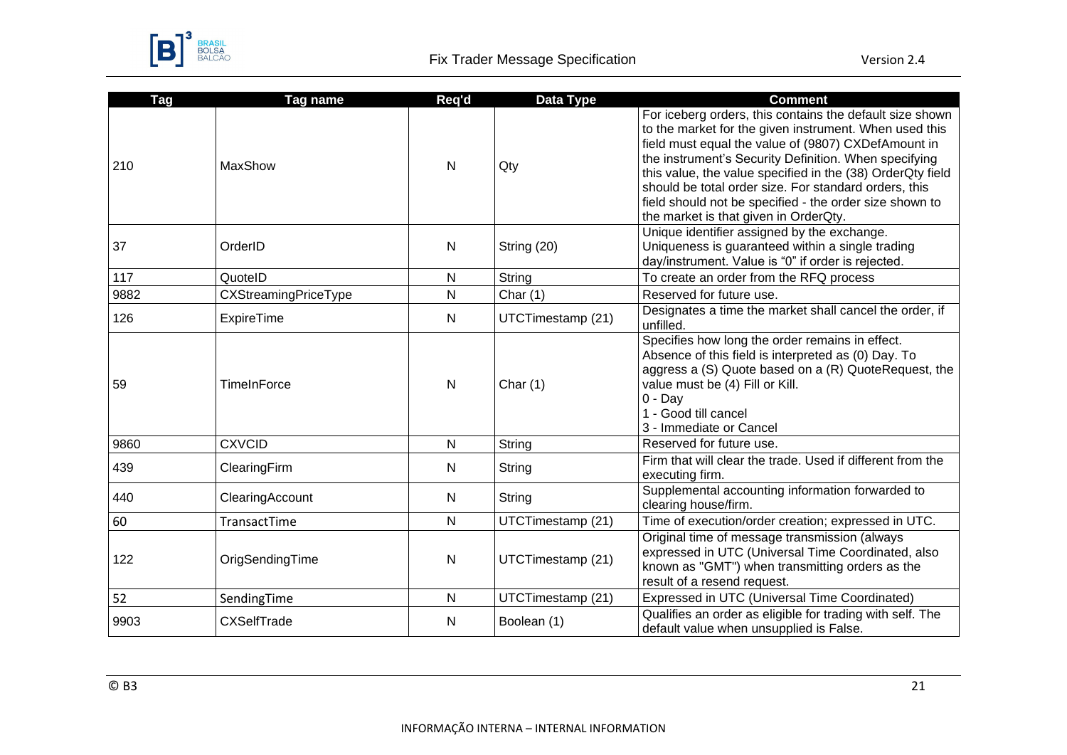| Tag | Tag name | Req'd | Data Type | Comment |
|---|---|---|---|---|
| 210 | MaxShow | N | Qty | For iceberg orders, this contains the default size shown to the market for the given instrument. When used this field must equal the value of (9807) CXDefAmount in the instrument's Security Definition. When specifying this value, the value specified in the (38) OrderQty field should be total order size. For standard orders, this field should not be specified - the order size shown to the market is that given in OrderQty. |
| 37 | OrderID | N | String (20) | Unique identifier assigned by the exchange. Uniqueness is guaranteed within a single trading day/instrument. Value is "0" if order is rejected. |
| 117 | QuoteID | N | String | To create an order from the RFQ process |
| 9882 | CXStreamingPriceType | N | Char (1) | Reserved for future use. |
| 126 | ExpireTime | N | UTCTimestamp (21) | Designates a time the market shall cancel the order, if unfilled. |
| 59 | TimeInForce | N | Char (1) | Specifies how long the order remains in effect. Absence of this field is interpreted as (0) Day. To aggress a (S) Quote based on a (R) QuoteRequest, the value must be (4) Fill or Kill.<br>0 - Day<br>1 - Good till cancel<br>3 - Immediate or Cancel |
| 9860 | CXVCID | N | String | Reserved for future use. |
| 439 | ClearingFirm | N | String | Firm that will clear the trade. Used if different from the executing firm. |
| 440 | ClearingAccount | N | String | Supplemental accounting information forwarded to clearing house/firm. |
| 60 | TransactTime | N | UTCTimestamp (21) | Time of execution/order creation; expressed in UTC. |
| 122 | OrigSendingTime | N | UTCTimestamp (21) | Original time of message transmission (always expressed in UTC (Universal Time Coordinated, also known as "GMT") when transmitting orders as the result of a resend request. |
| 52 | SendingTime | N | UTCTimestamp (21) | Expressed in UTC (Universal Time Coordinated) |
| 9903 | CXSelfTrade | N | Boolean (1) | Qualifies an order as eligible for trading with self. The default value when unsupplied is False. |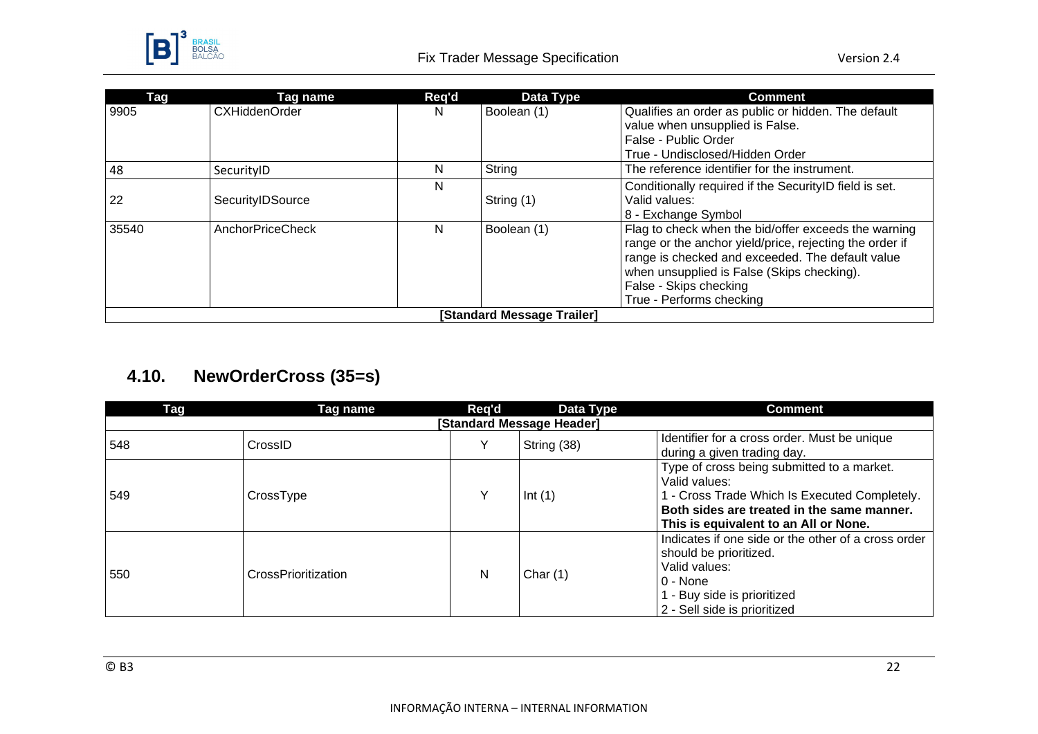| Tag | Tag name | Req'd | Data Type | Comment |
|---|---|---|---|---|
| 9905 | CXHiddenOrder | N | Boolean (1) | Qualifies an order as public or hidden. The default value when unsupplied is False.<br>False - Public Order<br>True - Undisclosed/Hidden Order |
| 48 | SecurityID | N | String | The reference identifier for the instrument. |
| 22 | SecurityIDSource | N | String (1) | Conditionally required if the SecurityID field is set.<br>Valid values:<br>8 - Exchange Symbol |
| 35540 | AnchorPriceCheck | N | Boolean (1) | Flag to check when the bid/offer exceeds the warning range or the anchor yield/price, rejecting the order if range is checked and exceeded. The default value when unsupplied is False (Skips checking).<br>False - Skips checking<br>True - Performs checking |
| **[Standard Message Trailer]** | | | | |

## 4.10. NewOrderCross (35=s)

| Tag | Tag name | Req'd | Data Type | Comment |
|---|---|---|---|---|
| **[Standard Message Header]** | | | | |
| 548 | CrossID | Y | String (38) | Identifier for a cross order. Must be unique during a given trading day. |
| 549 | CrossType | Y | Int (1) | Type of cross being submitted to a market.<br>Valid values:<br>1 - Cross Trade Which Is Executed Completely. **Both sides are treated in the same manner. This is equivalent to an All or None.** |
| 550 | CrossPrioritization | N | Char (1) | Indicates if one side or the other of a cross order should be prioritized.<br>Valid values:<br>0 - None<br>1 - Buy side is prioritized<br>2 - Sell side is prioritized |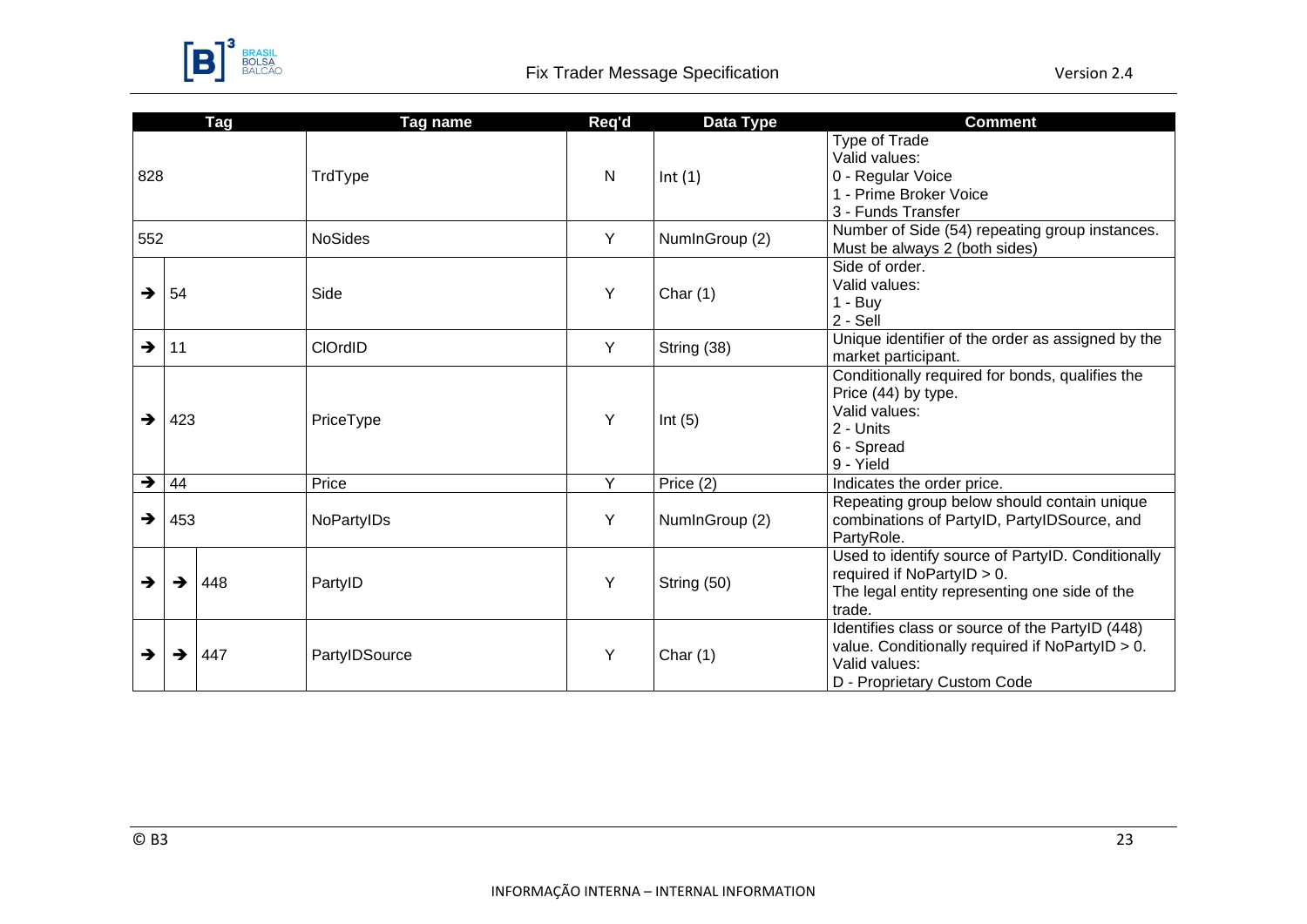| Tag | | | Tag name | Req'd | Data Type | Comment |
|---|---|---|---|---|---|---|
| 828 | | | TrdType | N | Int (1) | Type of Trade<br>Valid values:<br>0 - Regular Voice<br>1 - Prime Broker Voice<br>3 - Funds Transfer |
| 552 | | | NoSides | Y | NumInGroup (2) | Number of Side (54) repeating group instances. Must be always 2 (both sides) |
| ➔ | 54 | | Side | Y | Char (1) | Side of order.<br>Valid values:<br>1 - Buy<br>2 - Sell |
| ➔ | 11 | | ClOrdID | Y | String (38) | Unique identifier of the order as assigned by the market participant. |
| ➔ | 423 | | PriceType | Y | Int (5) | Conditionally required for bonds, qualifies the Price (44) by type.<br>Valid values:<br>2 - Units<br>6 - Spread<br>9 - Yield |
| ➔ | 44 | | Price | Y | Price (2) | Indicates the order price. |
| ➔ | 453 | | NoPartyIDs | Y | NumInGroup (2) | Repeating group below should contain unique combinations of PartyID, PartyIDSource, and PartyRole. |
| ➔ | ➔ | 448 | PartyID | Y | String (50) | Used to identify source of PartyID. Conditionally required if NoPartyID > 0.<br>The legal entity representing one side of the trade. |
| ➔ | ➔ | 447 | PartyIDSource | Y | Char (1) | Identifies class or source of the PartyID (448) value. Conditionally required if NoPartyID > 0.<br>Valid values:<br>D - Proprietary Custom Code |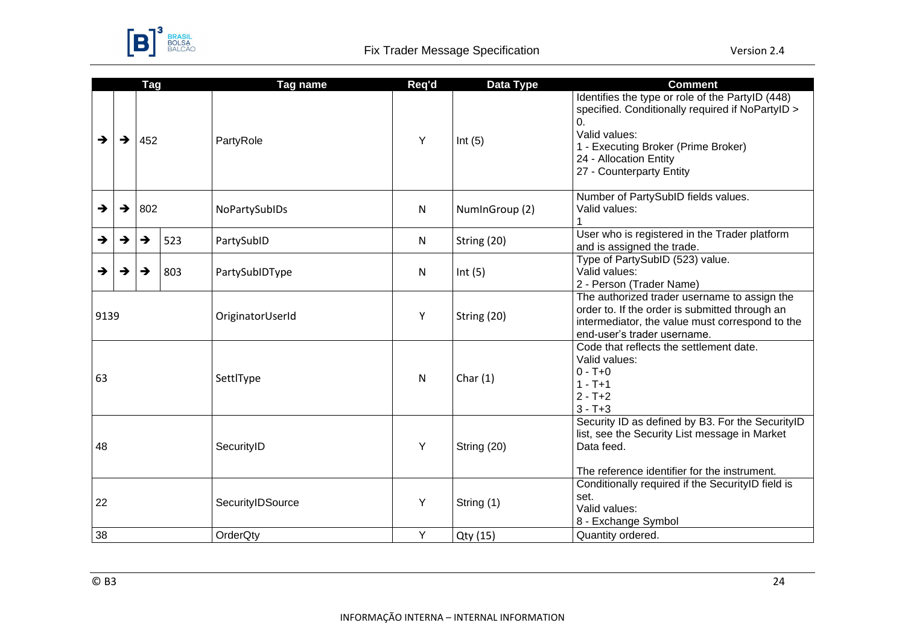| Tag | | | | Tag name | Req'd | Data Type | Comment |
|---|---|---|---|---|---|---|---|
| → | → | 452 | | PartyRole | Y | Int (5) | Identifies the type or role of the PartyID (448) specified. Conditionally required if NoPartyID > 0.<br>Valid values:<br>1 - Executing Broker (Prime Broker)<br>24 - Allocation Entity<br>27 - Counterparty Entity |
| → | → | 802 | | NoPartySubIDs | N | NumInGroup (2) | Number of PartySubID fields values.<br>Valid values:<br>1 |
| → | → | → | 523 | PartySubID | N | String (20) | User who is registered in the Trader platform and is assigned the trade. |
| → | → | → | 803 | PartySubIDType | N | Int (5) | Type of PartySubID (523) value.<br>Valid values:<br>2 - Person (Trader Name) |
| 9139 | | | | OriginatorUserId | Y | String (20) | The authorized trader username to assign the order to. If the order is submitted through an intermediator, the value must correspond to the end-user's trader username. |
| 63 | | | | SettlType | N | Char (1) | Code that reflects the settlement date.<br>Valid values:<br>0 - T+0<br>1 - T+1<br>2 - T+2<br>3 - T+3 |
| 48 | | | | SecurityID | Y | String (20) | Security ID as defined by B3. For the SecurityID list, see the Security List message in Market Data feed.<br><br>The reference identifier for the instrument. |
| 22 | | | | SecurityIDSource | Y | String (1) | Conditionally required if the SecurityID field is set.<br>Valid values:<br>8 - Exchange Symbol |
| 38 | | | | OrderQty | Y | Qty (15) | Quantity ordered. |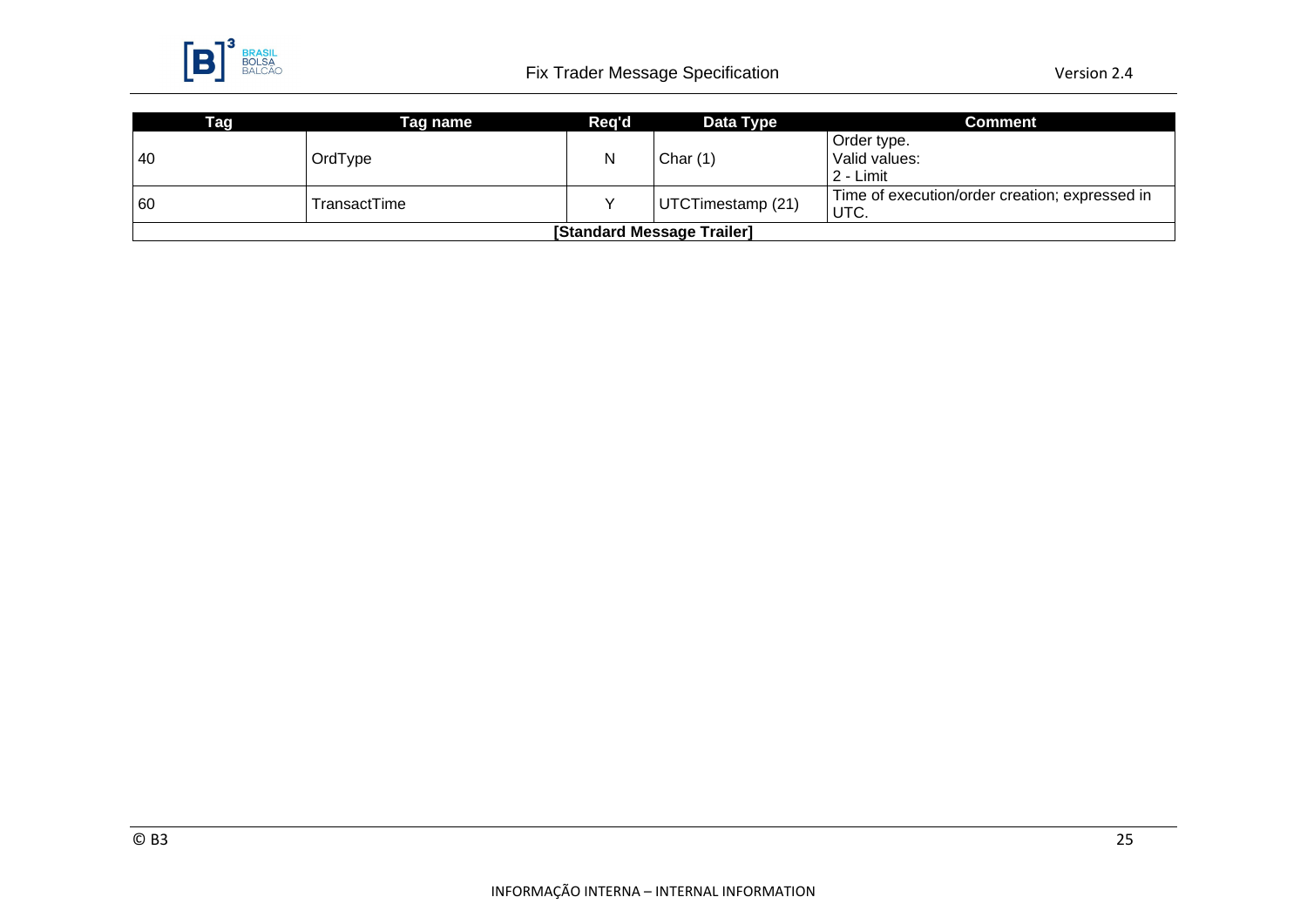| Tag | Tag name | Req'd | Data Type | Comment |
|---|---|---|---|---|
| 40 | OrdType | N | Char (1) | Order type.<br>Valid values:<br>2 - Limit |
| 60 | TransactTime | Y | UTCTimestamp (21) | Time of execution/order creation; expressed in UTC. |
| [Standard Message Trailer] | | | | |

INFORMAÇÃO INTERNA – INTERNAL INFORMATION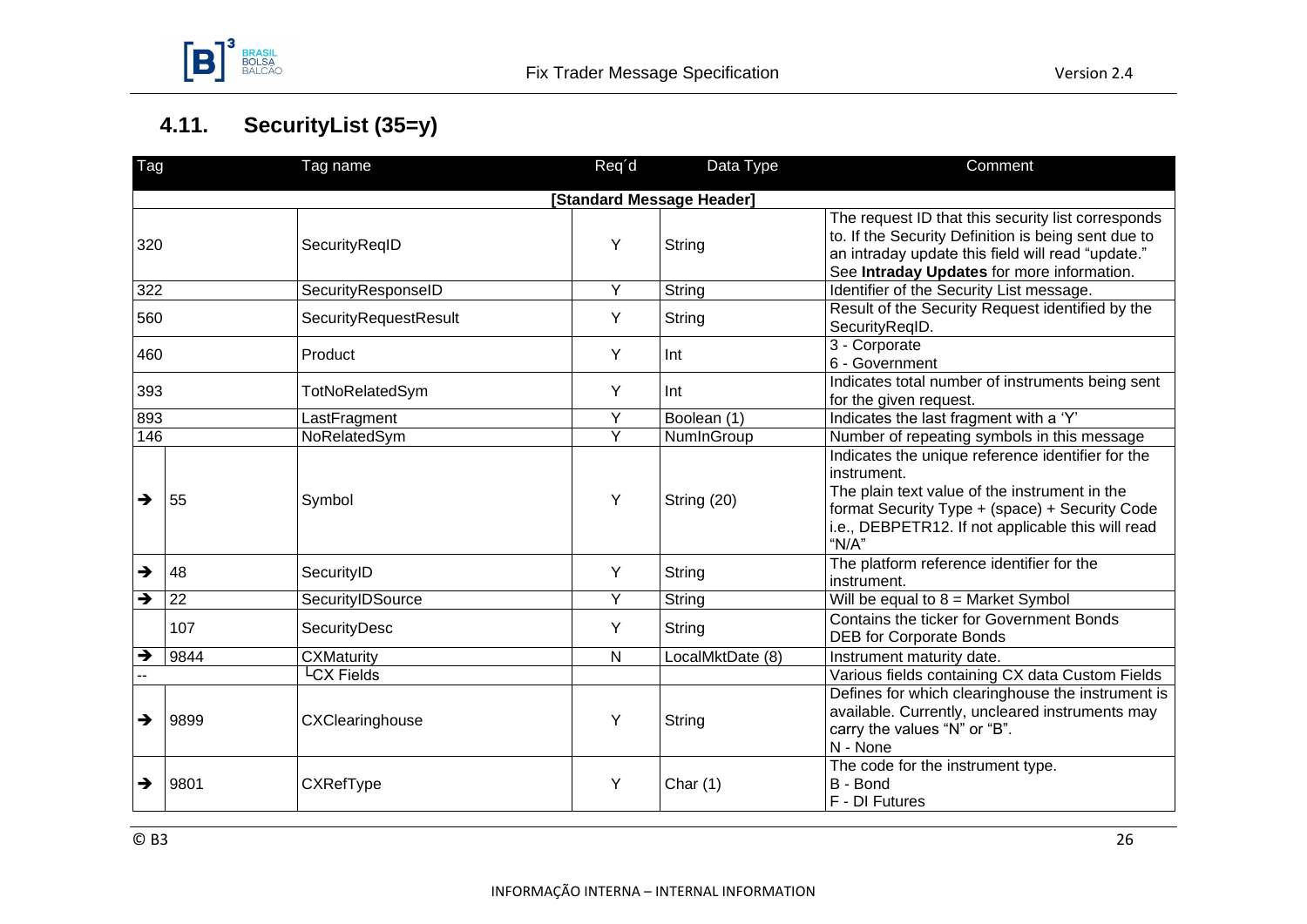## 4.11. SecurityList (35=y)

| Tag | | Tag name | Req´d | Data Type | Comment |
|---|---|---|---|---|---|
| [Standard Message Header] | | | | | |
| 320 | | SecurityReqID | Y | String | The request ID that this security list corresponds to. If the Security Definition is being sent due to an intraday update this field will read "update." See **Intraday Updates** for more information. |
| 322 | | SecurityResponseID | Y | String | Identifier of the Security List message. |
| 560 | | SecurityRequestResult | Y | String | Result of the Security Request identified by the SecurityReqID. |
| 460 | | Product | Y | Int | 3 - Corporate<br>6 - Government |
| 393 | | TotNoRelatedSym | Y | Int | Indicates total number of instruments being sent for the given request. |
| 893 | | LastFragment | Y | Boolean (1) | Indicates the last fragment with a 'Y' |
| 146 | | NoRelatedSym | Y | NumInGroup | Number of repeating symbols in this message |
| ➔ | 55 | Symbol | Y | String (20) | Indicates the unique reference identifier for the instrument.<br>The plain text value of the instrument in the format Security Type + (space) + Security Code i.e., DEBPETR12. If not applicable this will read "N/A" |
| ➔ | 48 | SecurityID | Y | String | The platform reference identifier for the instrument. |
| ➔ | 22 | SecurityIDSource | Y | String | Will be equal to 8 = Market Symbol |
| | 107 | SecurityDesc | Y | String | Contains the ticker for Government Bonds<br>DEB for Corporate Bonds |
| ➔ | 9844 | CXMaturity | N | LocalMktDate (8) | Instrument maturity date. |
| -- | | └CX Fields | | | Various fields containing CX data Custom Fields |
| ➔ | 9899 | CXClearinghouse | Y | String | Defines for which clearinghouse the instrument is available. Currently, uncleared instruments may carry the values "N" or "B".<br>N - None |
| ➔ | 9801 | CXRefType | Y | Char (1) | The code for the instrument type.<br>B - Bond<br>F - DI Futures |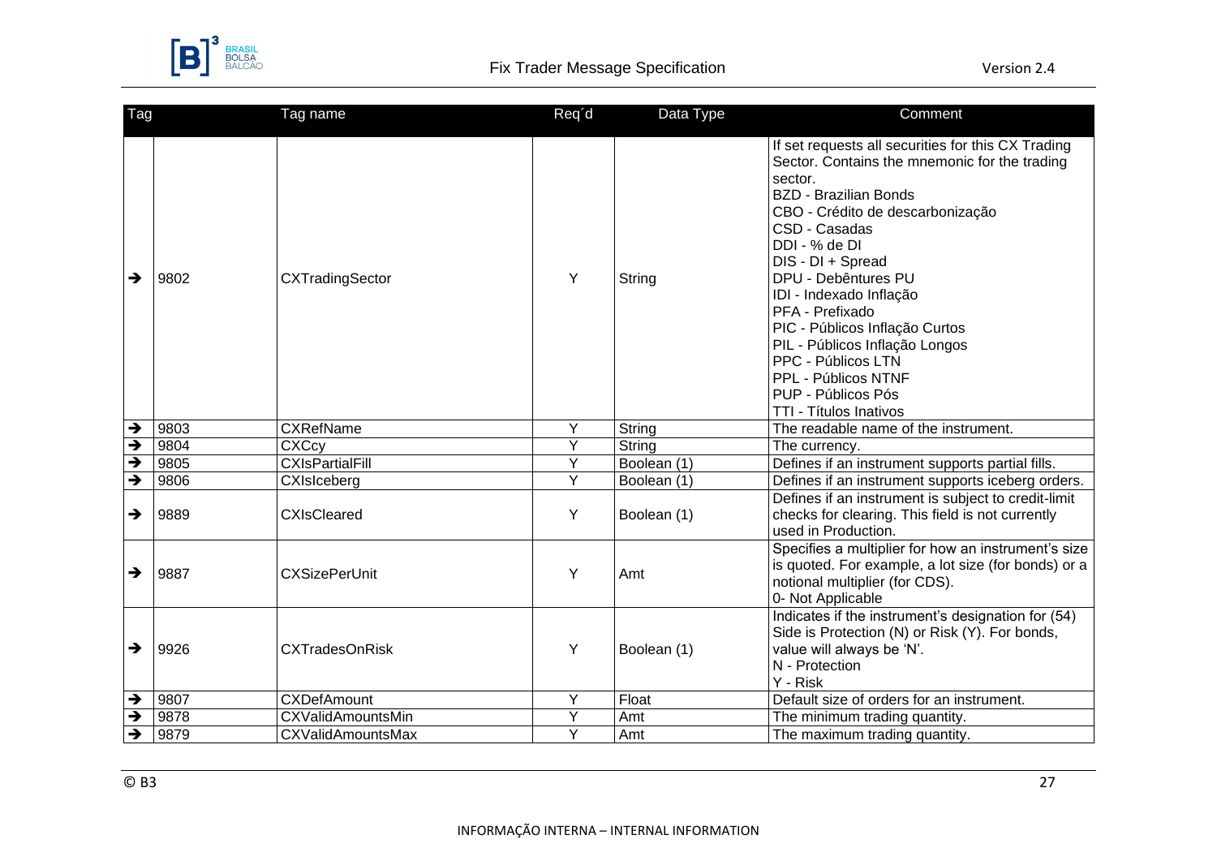| Tag | | Tag name | Req´d | Data Type | Comment |
|---|---|---|---|---|---|
| → | 9802 | CXTradingSector | Y | String | If set requests all securities for this CX Trading Sector. Contains the mnemonic for the trading sector.<br>BZD - Brazilian Bonds<br>CBO - Crédito de descarbonização<br>CSD - Casadas<br>DDI - % de DI<br>DIS - DI + Spread<br>DPU - Debêntures PU<br>IDI - Indexado Inflação<br>PFA - Prefixado<br>PIC - Públicos Inflação Curtos<br>PIL - Públicos Inflação Longos<br>PPC - Públicos LTN<br>PPL - Públicos NTNF<br>PUP - Públicos Pós<br>TTI - Títulos Inativos |
| → | 9803 | CXRefName | Y | String | The readable name of the instrument. |
| → | 9804 | CXCcy | Y | String | The currency. |
| → | 9805 | CXIsPartialFill | Y | Boolean (1) | Defines if an instrument supports partial fills. |
| → | 9806 | CXIsIceberg | Y | Boolean (1) | Defines if an instrument supports iceberg orders. |
| → | 9889 | CXIsCleared | Y | Boolean (1) | Defines if an instrument is subject to credit-limit checks for clearing. This field is not currently used in Production. |
| → | 9887 | CXSizePerUnit | Y | Amt | Specifies a multiplier for how an instrument's size is quoted. For example, a lot size (for bonds) or a notional multiplier (for CDS).<br>0- Not Applicable |
| → | 9926 | CXTradesOnRisk | Y | Boolean (1) | Indicates if the instrument's designation for (54) Side is Protection (N) or Risk (Y). For bonds, value will always be 'N'.<br>N - Protection<br>Y - Risk |
| → | 9807 | CXDefAmount | Y | Float | Default size of orders for an instrument. |
| → | 9878 | CXValidAmountsMin | Y | Amt | The minimum trading quantity. |
| → | 9879 | CXValidAmountsMax | Y | Amt | The maximum trading quantity. |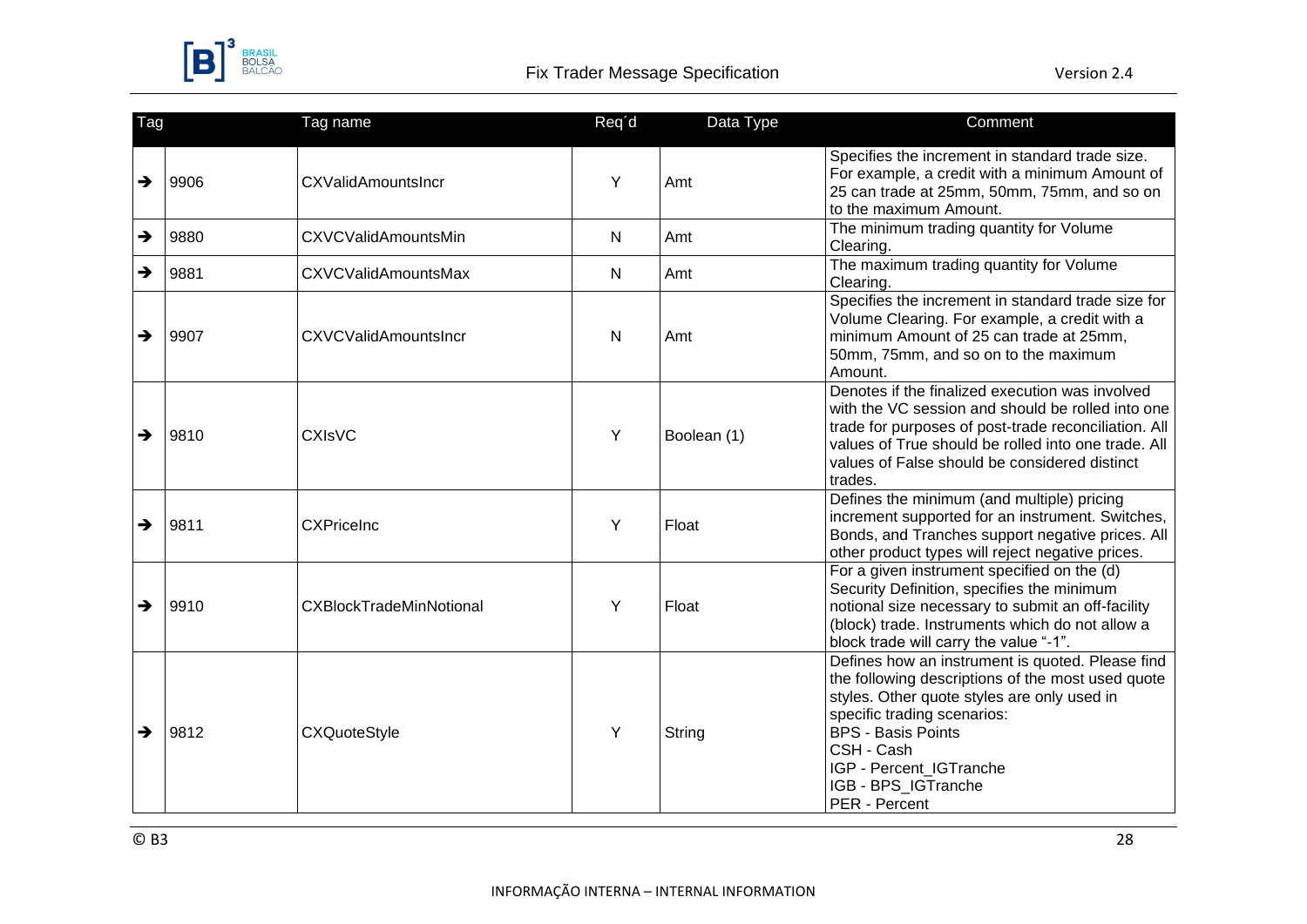| Tag | | Tag name | Req´d | Data Type | Comment |
|---|---|---|---|---|---|
| → | 9906 | CXValidAmountsIncr | Y | Amt | Specifies the increment in standard trade size. For example, a credit with a minimum Amount of 25 can trade at 25mm, 50mm, 75mm, and so on to the maximum Amount. |
| → | 9880 | CXVCValidAmountsMin | N | Amt | The minimum trading quantity for Volume Clearing. |
| → | 9881 | CXVCValidAmountsMax | N | Amt | The maximum trading quantity for Volume Clearing. |
| → | 9907 | CXVCValidAmountsIncr | N | Amt | Specifies the increment in standard trade size for Volume Clearing. For example, a credit with a minimum Amount of 25 can trade at 25mm, 50mm, 75mm, and so on to the maximum Amount. |
| → | 9810 | CXIsVC | Y | Boolean (1) | Denotes if the finalized execution was involved with the VC session and should be rolled into one trade for purposes of post-trade reconciliation. All values of True should be rolled into one trade. All values of False should be considered distinct trades. |
| → | 9811 | CXPriceInc | Y | Float | Defines the minimum (and multiple) pricing increment supported for an instrument. Switches, Bonds, and Tranches support negative prices. All other product types will reject negative prices. |
| → | 9910 | CXBlockTradeMinNotional | Y | Float | For a given instrument specified on the (d) Security Definition, specifies the minimum notional size necessary to submit an off-facility (block) trade. Instruments which do not allow a block trade will carry the value "-1". |
| → | 9812 | CXQuoteStyle | Y | String | Defines how an instrument is quoted. Please find the following descriptions of the most used quote styles. Other quote styles are only used in specific trading scenarios:<br>BPS - Basis Points<br>CSH - Cash<br>IGP - Percent_IGTranche<br>IGB - BPS_IGTranche<br>PER - Percent |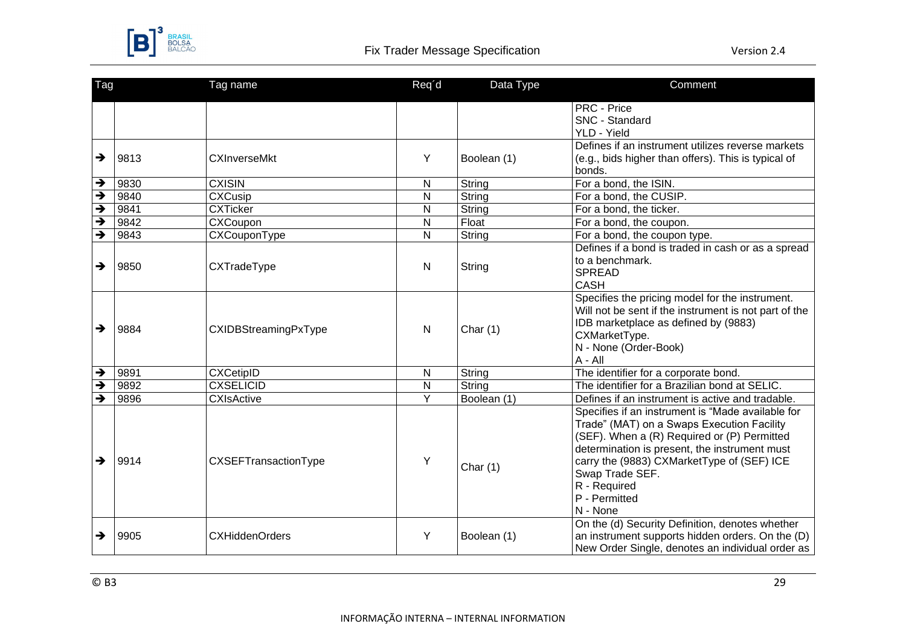| Tag | | Tag name | Req´d | Data Type | Comment |
|---|---|---|---|---|---|
| | | | | | PRC - Price<br>SNC - Standard<br>YLD - Yield |
| → | 9813 | CXInverseMkt | Y | Boolean (1) | Defines if an instrument utilizes reverse markets (e.g., bids higher than offers). This is typical of bonds. |
| → | 9830 | CXISIN | N | String | For a bond, the ISIN. |
| → | 9840 | CXCusip | N | String | For a bond, the CUSIP. |
| → | 9841 | CXTicker | N | String | For a bond, the ticker. |
| → | 9842 | CXCoupon | N | Float | For a bond, the coupon. |
| → | 9843 | CXCouponType | N | String | For a bond, the coupon type. |
| → | 9850 | CXTradeType | N | String | Defines if a bond is traded in cash or as a spread to a benchmark.<br>SPREAD<br>CASH |
| → | 9884 | CXIDBStreamingPxType | N | Char (1) | Specifies the pricing model for the instrument. Will not be sent if the instrument is not part of the IDB marketplace as defined by (9883) CXMarketType.<br>N - None (Order-Book)<br>A - All |
| → | 9891 | CXCetipID | N | String | The identifier for a corporate bond. |
| → | 9892 | CXSELICID | N | String | The identifier for a Brazilian bond at SELIC. |
| → | 9896 | CXIsActive | Y | Boolean (1) | Defines if an instrument is active and tradable. |
| → | 9914 | CXSEFTransactionType | Y | Char (1) | Specifies if an instrument is "Made available for Trade" (MAT) on a Swaps Execution Facility (SEF). When a (R) Required or (P) Permitted determination is present, the instrument must carry the (9883) CXMarketType of (SEF) ICE Swap Trade SEF.<br>R - Required<br>P - Permitted<br>N - None |
| → | 9905 | CXHiddenOrders | Y | Boolean (1) | On the (d) Security Definition, denotes whether an instrument supports hidden orders. On the (D) New Order Single, denotes an individual order as |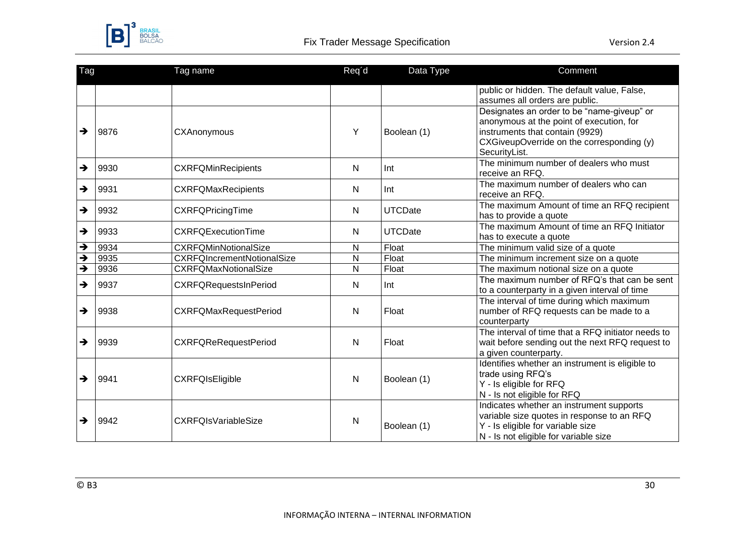| Tag | | Tag name | Req´d | Data Type | Comment |
|---|---|---|---|---|---|
| | | | | | public or hidden. The default value, False, assumes all orders are public. |
| → | 9876 | CXAnonymous | Y | Boolean (1) | Designates an order to be "name-giveup" or anonymous at the point of execution, for instruments that contain (9929) CXGiveupOverride on the corresponding (y) SecurityList. |
| → | 9930 | CXRFQMinRecipients | N | Int | The minimum number of dealers who must receive an RFQ. |
| → | 9931 | CXRFQMaxRecipients | N | Int | The maximum number of dealers who can receive an RFQ. |
| → | 9932 | CXRFQPricingTime | N | UTCDate | The maximum Amount of time an RFQ recipient has to provide a quote |
| → | 9933 | CXRFQExecutionTime | N | UTCDate | The maximum Amount of time an RFQ Initiator has to execute a quote |
| → | 9934 | CXRFQMinNotionalSize | N | Float | The minimum valid size of a quote |
| → | 9935 | CXRFQIncrementNotionalSize | N | Float | The minimum increment size on a quote |
| → | 9936 | CXRFQMaxNotionalSize | N | Float | The maximum notional size on a quote |
| → | 9937 | CXRFQRequestsInPeriod | N | Int | The maximum number of RFQ's that can be sent to a counterparty in a given interval of time |
| → | 9938 | CXRFQMaxRequestPeriod | N | Float | The interval of time during which maximum number of RFQ requests can be made to a counterparty |
| → | 9939 | CXRFQReRequestPeriod | N | Float | The interval of time that a RFQ initiator needs to wait before sending out the next RFQ request to a given counterparty. |
| → | 9941 | CXRFQIsEligible | N | Boolean (1) | Identifies whether an instrument is eligible to trade using RFQ's<br>Y - Is eligible for RFQ<br>N - Is not eligible for RFQ |
| → | 9942 | CXRFQIsVariableSize | N | Boolean (1) | Indicates whether an instrument supports variable size quotes in response to an RFQ<br>Y - Is eligible for variable size<br>N - Is not eligible for variable size |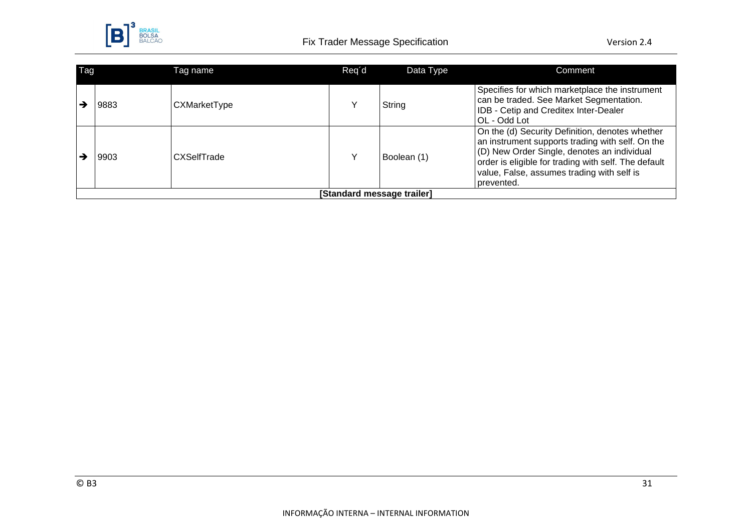| Tag | | Tag name | Req´d | Data Type | Comment |
|---|---|---|---|---|---|
| → | 9883 | CXMarketType | Y | String | Specifies for which marketplace the instrument can be traded. See Market Segmentation.<br>IDB - Cetip and Creditex Inter-Dealer<br>OL - Odd Lot |
| → | 9903 | CXSelfTrade | Y | Boolean (1) | On the (d) Security Definition, denotes whether an instrument supports trading with self. On the (D) New Order Single, denotes an individual order is eligible for trading with self. The default value, False, assumes trading with self is prevented. |
| | | **[Standard message trailer]** | | | |

INFORMAÇÃO INTERNA – INTERNAL INFORMATION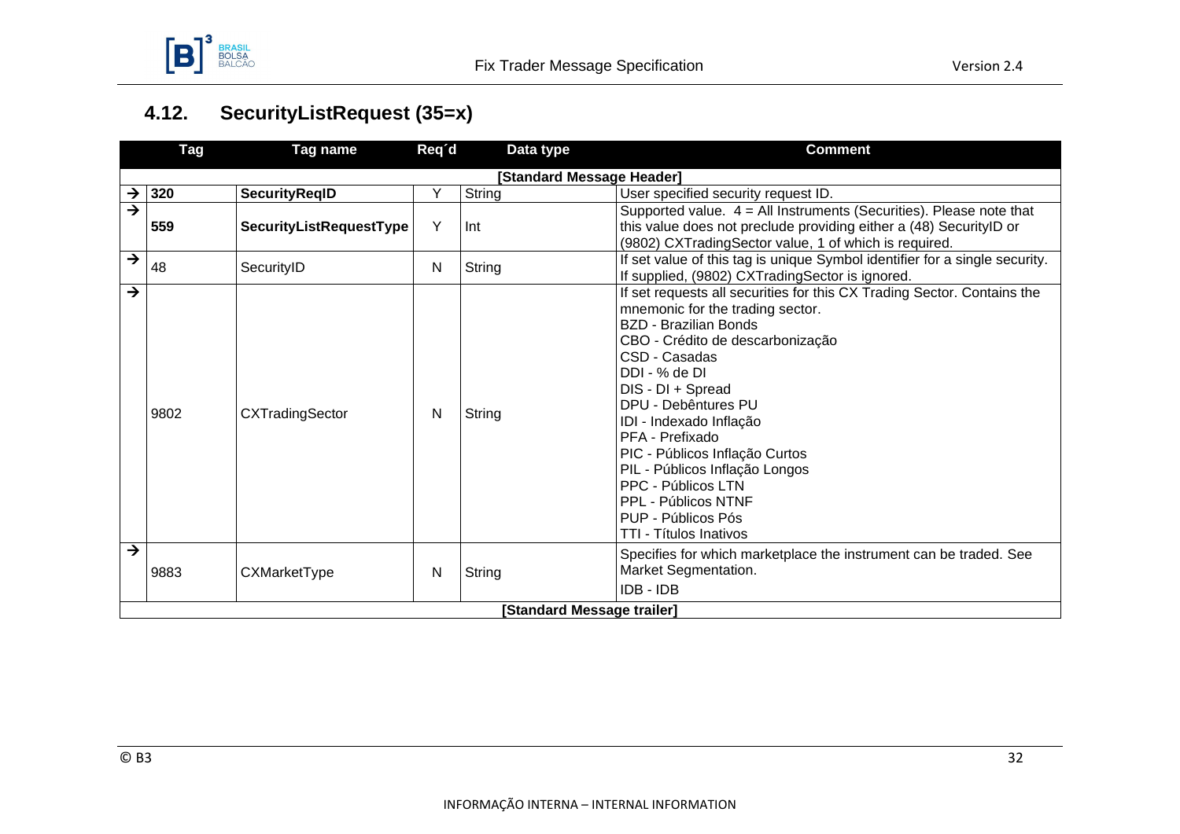## 4.12. SecurityListRequest (35=x)

| | Tag | Tag name | Req´d | Data type | Comment |
|---|---|---|---|---|---|
| [Standard Message Header] | | | | | |
| → | **320** | **SecurityReqID** | Y | String | User specified security request ID. |
| → | **559** | **SecurityListRequestType** | Y | Int | Supported value. 4 = All Instruments (Securities). Please note that this value does not preclude providing either a (48) SecurityID or (9802) CXTradingSector value, 1 of which is required. |
| → | 48 | SecurityID | N | String | If set value of this tag is unique Symbol identifier for a single security. If supplied, (9802) CXTradingSector is ignored. |
| → | 9802 | CXTradingSector | N | String | If set requests all securities for this CX Trading Sector. Contains the mnemonic for the trading sector.<br>BZD - Brazilian Bonds<br>CBO - Crédito de descarbonização<br>CSD - Casadas<br>DDI - % de DI<br>DIS - DI + Spread<br>DPU - Debêntures PU<br>IDI - Indexado Inflação<br>PFA - Prefixado<br>PIC - Públicos Inflação Curtos<br>PIL - Públicos Inflação Longos<br>PPC - Públicos LTN<br>PPL - Públicos NTNF<br>PUP - Públicos Pós<br>TTI - Títulos Inativos |
| → | 9883 | CXMarketType | N | String | Specifies for which marketplace the instrument can be traded. See Market Segmentation.<br>IDB - IDB |
| [Standard Message trailer] | | | | | |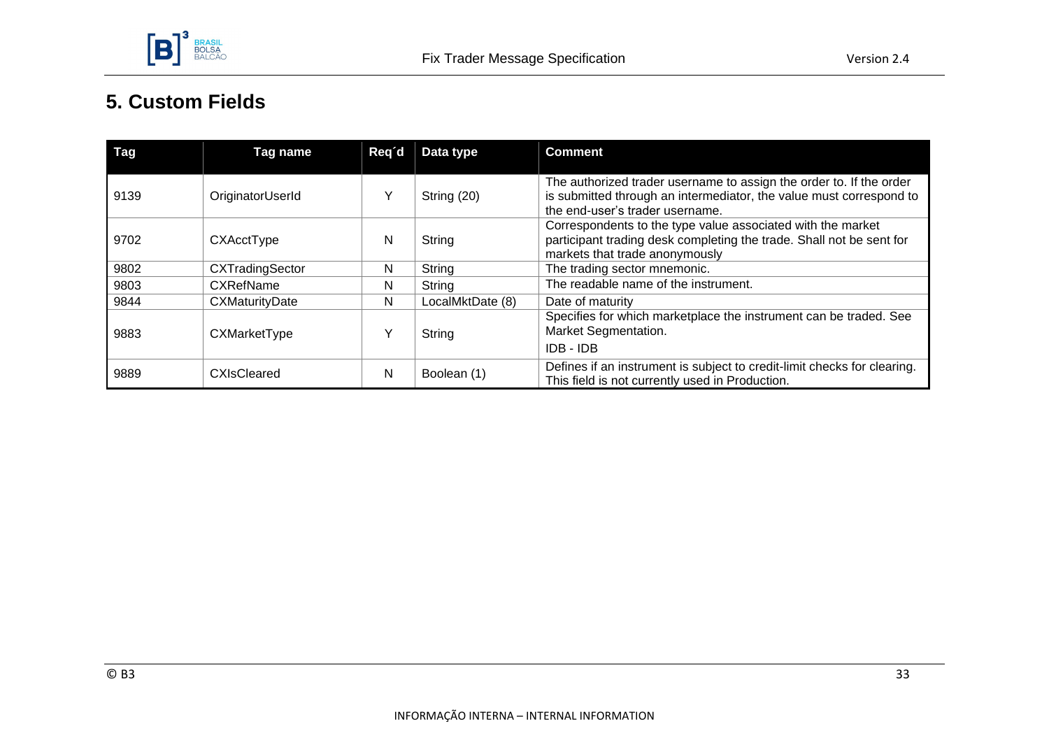# 5. Custom Fields

| Tag | Tag name | Req´d | Data type | Comment |
|---|---|---|---|---|
| 9139 | OriginatorUserId | Y | String (20) | The authorized trader username to assign the order to. If the order is submitted through an intermediator, the value must correspond to the end-user's trader username. |
| 9702 | CXAcctType | N | String | Correspondents to the type value associated with the market participant trading desk completing the trade. Shall not be sent for markets that trade anonymously |
| 9802 | CXTradingSector | N | String | The trading sector mnemonic. |
| 9803 | CXRefName | N | String | The readable name of the instrument. |
| 9844 | CXMaturityDate | N | LocalMktDate (8) | Date of maturity |
| 9883 | CXMarketType | Y | String | Specifies for which marketplace the instrument can be traded. See Market Segmentation.<br>IDB - IDB |
| 9889 | CXIsCleared | N | Boolean (1) | Defines if an instrument is subject to credit-limit checks for clearing. This field is not currently used in Production. |